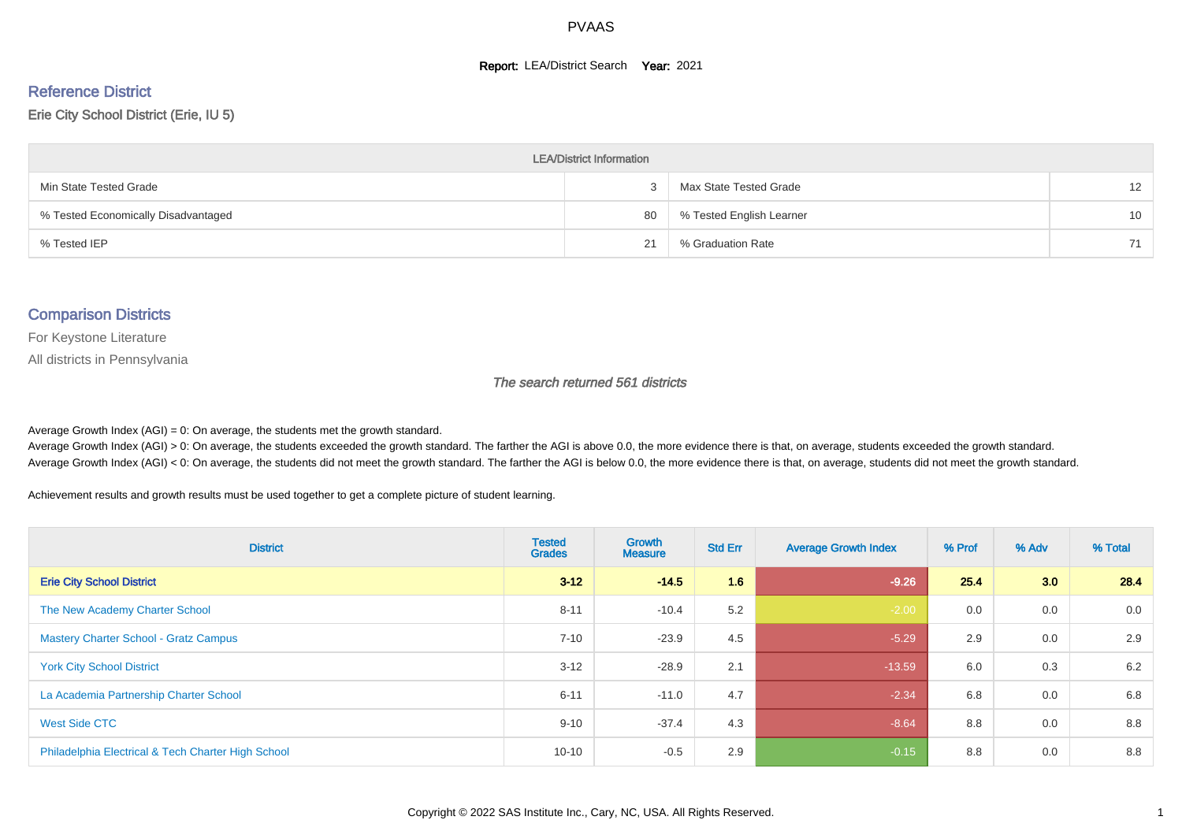# PVAAS

**Report:** LEA/District Search **Year:** 2021

## Reference District

Erie City School District (Erie, IU 5)

| LEA/District Information | | | |
|---|---|---|---|
| Min State Tested Grade | 3 | Max State Tested Grade | 12 |
| % Tested Economically Disadvantaged | 80 | % Tested English Learner | 10 |
| % Tested IEP | 21 | % Graduation Rate | 71 |

## Comparison Districts

For Keystone Literature

All districts in Pennsylvania

*The search returned 561 districts*

Average Growth Index (AGI) = 0: On average, the students met the growth standard.
Average Growth Index (AGI) > 0: On average, the students exceeded the growth standard. The farther the AGI is above 0.0, the more evidence there is that, on average, students exceeded the growth standard.
Average Growth Index (AGI) < 0: On average, the students did not meet the growth standard. The farther the AGI is below 0.0, the more evidence there is that, on average, students did not meet the growth standard.

Achievement results and growth results must be used together to get a complete picture of student learning.

| District | Tested Grades | Growth Measure | Std Err | Average Growth Index | % Prof | % Adv | % Total |
|---|---|---|---|---|---|---|---|
| **Erie City School District** | **3-12** | **-14.5** | **1.6** | **-9.26** | **25.4** | **3.0** | **28.4** |
| The New Academy Charter School | 8-11 | -10.4 | 5.2 | -2.00 | 0.0 | 0.0 | 0.0 |
| Mastery Charter School - Gratz Campus | 7-10 | -23.9 | 4.5 | -5.29 | 2.9 | 0.0 | 2.9 |
| York City School District | 3-12 | -28.9 | 2.1 | -13.59 | 6.0 | 0.3 | 6.2 |
| La Academia Partnership Charter School | 6-11 | -11.0 | 4.7 | -2.34 | 6.8 | 0.0 | 6.8 |
| West Side CTC | 9-10 | -37.4 | 4.3 | -8.64 | 8.8 | 0.0 | 8.8 |
| Philadelphia Electrical & Tech Charter High School | 10-10 | -0.5 | 2.9 | -0.15 | 8.8 | 0.0 | 8.8 |

Copyright © 2022 SAS Institute Inc., Cary, NC, USA. All Rights Reserved.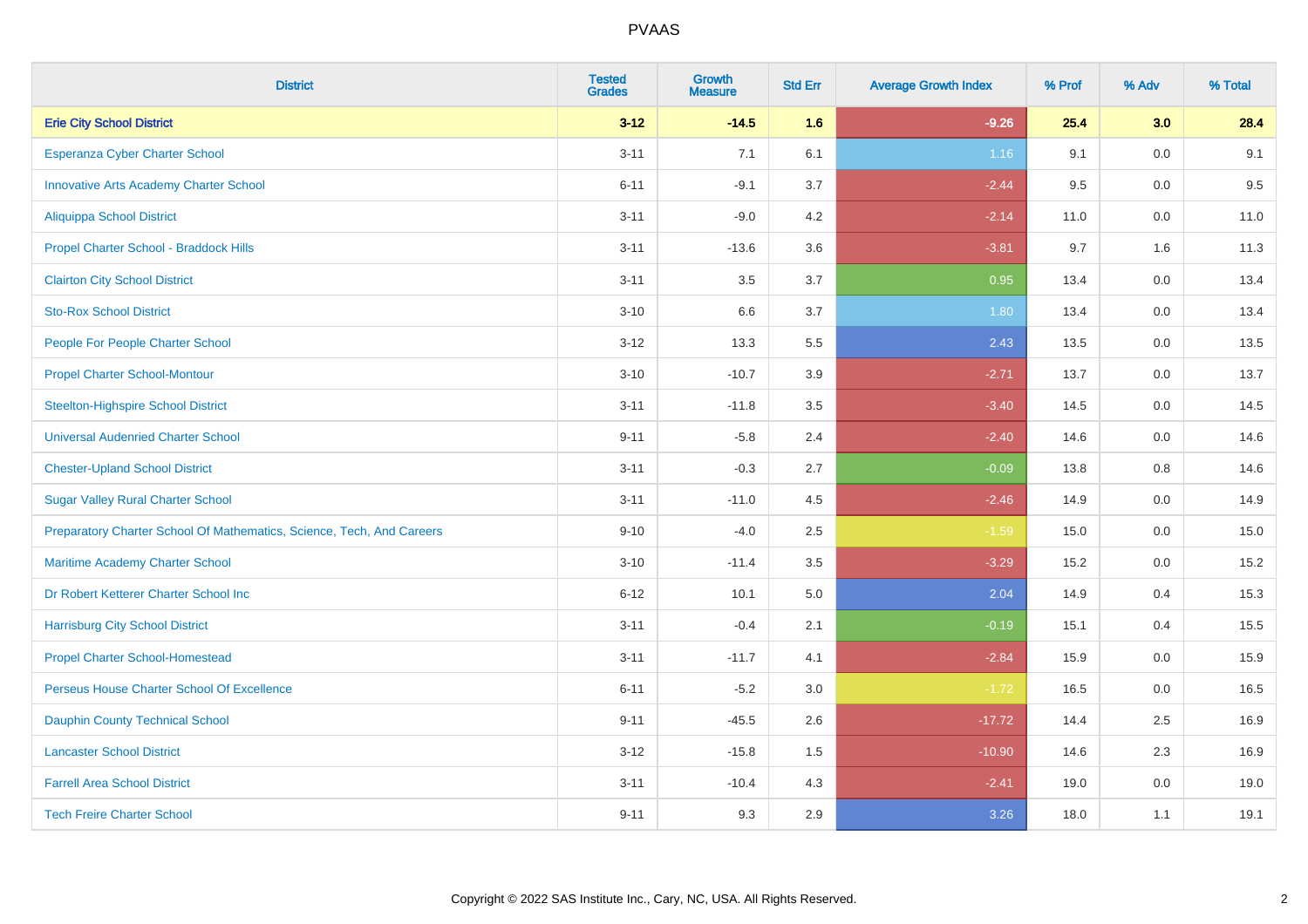# PVAAS

| District | Tested Grades | Growth Measure | Std Err | Average Growth Index | % Prof | % Adv | % Total |
|---|---|---|---|---|---|---|---|
| **Erie City School District** | **3-12** | **-14.5** | **1.6** | **-9.26** | **25.4** | **3.0** | **28.4** |
| Esperanza Cyber Charter School | 3-11 | 7.1 | 6.1 | 1.16 | 9.1 | 0.0 | 9.1 |
| Innovative Arts Academy Charter School | 6-11 | -9.1 | 3.7 | -2.44 | 9.5 | 0.0 | 9.5 |
| Aliquippa School District | 3-11 | -9.0 | 4.2 | -2.14 | 11.0 | 0.0 | 11.0 |
| Propel Charter School - Braddock Hills | 3-11 | -13.6 | 3.6 | -3.81 | 9.7 | 1.6 | 11.3 |
| Clairton City School District | 3-11 | 3.5 | 3.7 | 0.95 | 13.4 | 0.0 | 13.4 |
| Sto-Rox School District | 3-10 | 6.6 | 3.7 | 1.80 | 13.4 | 0.0 | 13.4 |
| People For People Charter School | 3-12 | 13.3 | 5.5 | 2.43 | 13.5 | 0.0 | 13.5 |
| Propel Charter School-Montour | 3-10 | -10.7 | 3.9 | -2.71 | 13.7 | 0.0 | 13.7 |
| Steelton-Highspire School District | 3-11 | -11.8 | 3.5 | -3.40 | 14.5 | 0.0 | 14.5 |
| Universal Audenried Charter School | 9-11 | -5.8 | 2.4 | -2.40 | 14.6 | 0.0 | 14.6 |
| Chester-Upland School District | 3-11 | -0.3 | 2.7 | -0.09 | 13.8 | 0.8 | 14.6 |
| Sugar Valley Rural Charter School | 3-11 | -11.0 | 4.5 | -2.46 | 14.9 | 0.0 | 14.9 |
| Preparatory Charter School Of Mathematics, Science, Tech, And Careers | 9-10 | -4.0 | 2.5 | -1.59 | 15.0 | 0.0 | 15.0 |
| Maritime Academy Charter School | 3-10 | -11.4 | 3.5 | -3.29 | 15.2 | 0.0 | 15.2 |
| Dr Robert Ketterer Charter School Inc | 6-12 | 10.1 | 5.0 | 2.04 | 14.9 | 0.4 | 15.3 |
| Harrisburg City School District | 3-11 | -0.4 | 2.1 | -0.19 | 15.1 | 0.4 | 15.5 |
| Propel Charter School-Homestead | 3-11 | -11.7 | 4.1 | -2.84 | 15.9 | 0.0 | 15.9 |
| Perseus House Charter School Of Excellence | 6-11 | -5.2 | 3.0 | -1.72 | 16.5 | 0.0 | 16.5 |
| Dauphin County Technical School | 9-11 | -45.5 | 2.6 | -17.72 | 14.4 | 2.5 | 16.9 |
| Lancaster School District | 3-12 | -15.8 | 1.5 | -10.90 | 14.6 | 2.3 | 16.9 |
| Farrell Area School District | 3-11 | -10.4 | 4.3 | -2.41 | 19.0 | 0.0 | 19.0 |
| Tech Freire Charter School | 9-11 | 9.3 | 2.9 | 3.26 | 18.0 | 1.1 | 19.1 |

Copyright © 2022 SAS Institute Inc., Cary, NC, USA. All Rights Reserved.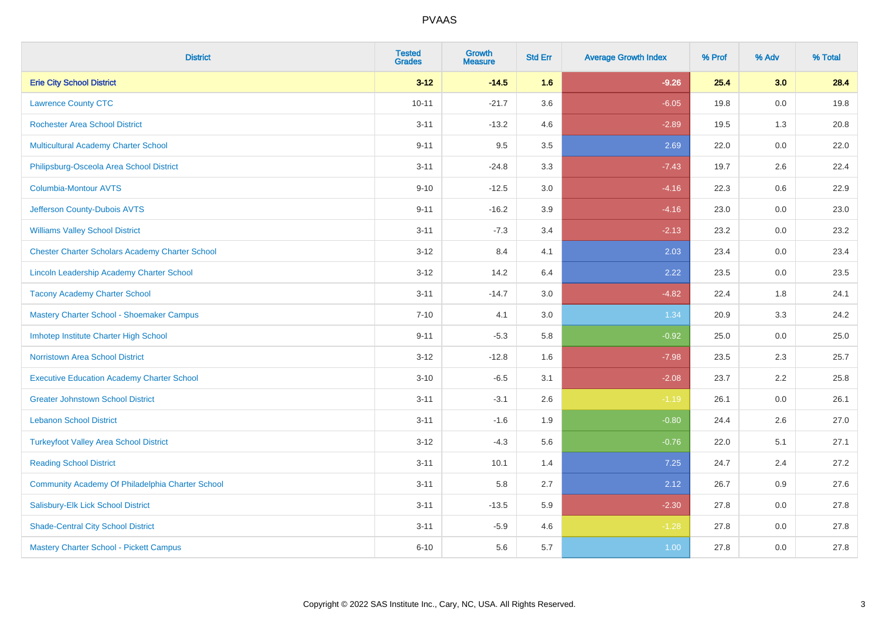# PVAAS

| District | Tested Grades | Growth Measure | Std Err | Average Growth Index | % Prof | % Adv | % Total |
|---|---|---|---|---|---|---|---|
| **Erie City School District** | **3-12** | **-14.5** | **1.6** | **-9.26** | **25.4** | **3.0** | **28.4** |
| Lawrence County CTC | 10-11 | -21.7 | 3.6 | -6.05 | 19.8 | 0.0 | 19.8 |
| Rochester Area School District | 3-11 | -13.2 | 4.6 | -2.89 | 19.5 | 1.3 | 20.8 |
| Multicultural Academy Charter School | 9-11 | 9.5 | 3.5 | 2.69 | 22.0 | 0.0 | 22.0 |
| Philipsburg-Osceola Area School District | 3-11 | -24.8 | 3.3 | -7.43 | 19.7 | 2.6 | 22.4 |
| Columbia-Montour AVTS | 9-10 | -12.5 | 3.0 | -4.16 | 22.3 | 0.6 | 22.9 |
| Jefferson County-Dubois AVTS | 9-11 | -16.2 | 3.9 | -4.16 | 23.0 | 0.0 | 23.0 |
| Williams Valley School District | 3-11 | -7.3 | 3.4 | -2.13 | 23.2 | 0.0 | 23.2 |
| Chester Charter Scholars Academy Charter School | 3-12 | 8.4 | 4.1 | 2.03 | 23.4 | 0.0 | 23.4 |
| Lincoln Leadership Academy Charter School | 3-12 | 14.2 | 6.4 | 2.22 | 23.5 | 0.0 | 23.5 |
| Tacony Academy Charter School | 3-11 | -14.7 | 3.0 | -4.82 | 22.4 | 1.8 | 24.1 |
| Mastery Charter School - Shoemaker Campus | 7-10 | 4.1 | 3.0 | 1.34 | 20.9 | 3.3 | 24.2 |
| Imhotep Institute Charter High School | 9-11 | -5.3 | 5.8 | -0.92 | 25.0 | 0.0 | 25.0 |
| Norristown Area School District | 3-12 | -12.8 | 1.6 | -7.98 | 23.5 | 2.3 | 25.7 |
| Executive Education Academy Charter School | 3-10 | -6.5 | 3.1 | -2.08 | 23.7 | 2.2 | 25.8 |
| Greater Johnstown School District | 3-11 | -3.1 | 2.6 | -1.19 | 26.1 | 0.0 | 26.1 |
| Lebanon School District | 3-11 | -1.6 | 1.9 | -0.80 | 24.4 | 2.6 | 27.0 |
| Turkeyfoot Valley Area School District | 3-12 | -4.3 | 5.6 | -0.76 | 22.0 | 5.1 | 27.1 |
| Reading School District | 3-11 | 10.1 | 1.4 | 7.25 | 24.7 | 2.4 | 27.2 |
| Community Academy Of Philadelphia Charter School | 3-11 | 5.8 | 2.7 | 2.12 | 26.7 | 0.9 | 27.6 |
| Salisbury-Elk Lick School District | 3-11 | -13.5 | 5.9 | -2.30 | 27.8 | 0.0 | 27.8 |
| Shade-Central City School District | 3-11 | -5.9 | 4.6 | -1.28 | 27.8 | 0.0 | 27.8 |
| Mastery Charter School - Pickett Campus | 6-10 | 5.6 | 5.7 | 1.00 | 27.8 | 0.0 | 27.8 |

Copyright © 2022 SAS Institute Inc., Cary, NC, USA. All Rights Reserved.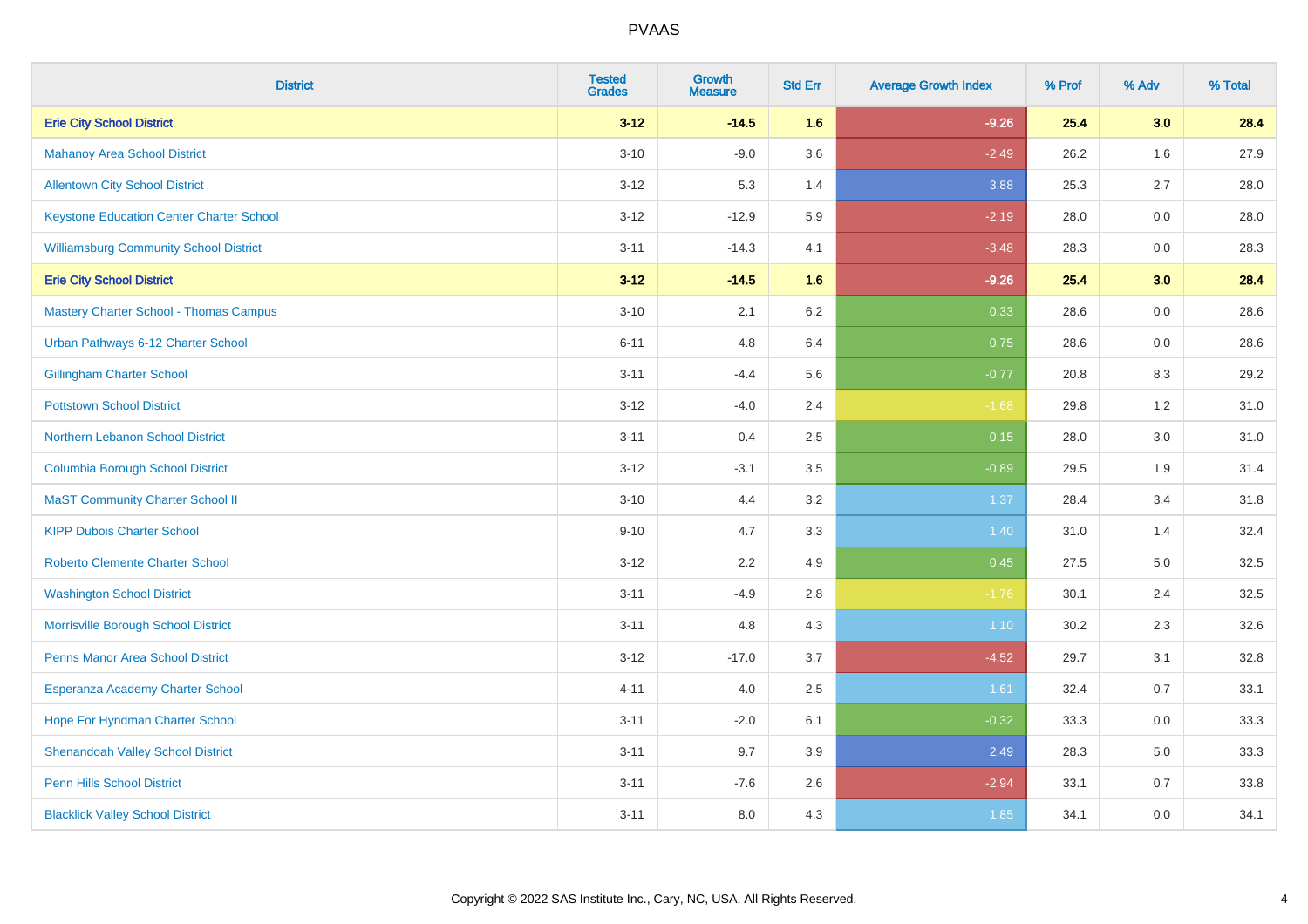# PVAAS

| District | Tested Grades | Growth Measure | Std Err | Average Growth Index | % Prof | % Adv | % Total |
|---|---|---|---|---|---|---|---|
| **Erie City School District** | **3-12** | **-14.5** | **1.6** | **-9.26** | **25.4** | **3.0** | **28.4** |
| Mahanoy Area School District | 3-10 | -9.0 | 3.6 | -2.49 | 26.2 | 1.6 | 27.9 |
| Allentown City School District | 3-12 | 5.3 | 1.4 | 3.88 | 25.3 | 2.7 | 28.0 |
| Keystone Education Center Charter School | 3-12 | -12.9 | 5.9 | -2.19 | 28.0 | 0.0 | 28.0 |
| Williamsburg Community School District | 3-11 | -14.3 | 4.1 | -3.48 | 28.3 | 0.0 | 28.3 |
| **Erie City School District** | **3-12** | **-14.5** | **1.6** | **-9.26** | **25.4** | **3.0** | **28.4** |
| Mastery Charter School - Thomas Campus | 3-10 | 2.1 | 6.2 | 0.33 | 28.6 | 0.0 | 28.6 |
| Urban Pathways 6-12 Charter School | 6-11 | 4.8 | 6.4 | 0.75 | 28.6 | 0.0 | 28.6 |
| Gillingham Charter School | 3-11 | -4.4 | 5.6 | -0.77 | 20.8 | 8.3 | 29.2 |
| Pottstown School District | 3-12 | -4.0 | 2.4 | -1.68 | 29.8 | 1.2 | 31.0 |
| Northern Lebanon School District | 3-11 | 0.4 | 2.5 | 0.15 | 28.0 | 3.0 | 31.0 |
| Columbia Borough School District | 3-12 | -3.1 | 3.5 | -0.89 | 29.5 | 1.9 | 31.4 |
| MaST Community Charter School II | 3-10 | 4.4 | 3.2 | 1.37 | 28.4 | 3.4 | 31.8 |
| KIPP Dubois Charter School | 9-10 | 4.7 | 3.3 | 1.40 | 31.0 | 1.4 | 32.4 |
| Roberto Clemente Charter School | 3-12 | 2.2 | 4.9 | 0.45 | 27.5 | 5.0 | 32.5 |
| Washington School District | 3-11 | -4.9 | 2.8 | -1.76 | 30.1 | 2.4 | 32.5 |
| Morrisville Borough School District | 3-11 | 4.8 | 4.3 | 1.10 | 30.2 | 2.3 | 32.6 |
| Penns Manor Area School District | 3-12 | -17.0 | 3.7 | -4.52 | 29.7 | 3.1 | 32.8 |
| Esperanza Academy Charter School | 4-11 | 4.0 | 2.5 | 1.61 | 32.4 | 0.7 | 33.1 |
| Hope For Hyndman Charter School | 3-11 | -2.0 | 6.1 | -0.32 | 33.3 | 0.0 | 33.3 |
| Shenandoah Valley School District | 3-11 | 9.7 | 3.9 | 2.49 | 28.3 | 5.0 | 33.3 |
| Penn Hills School District | 3-11 | -7.6 | 2.6 | -2.94 | 33.1 | 0.7 | 33.8 |
| Blacklick Valley School District | 3-11 | 8.0 | 4.3 | 1.85 | 34.1 | 0.0 | 34.1 |

Copyright © 2022 SAS Institute Inc., Cary, NC, USA. All Rights Reserved.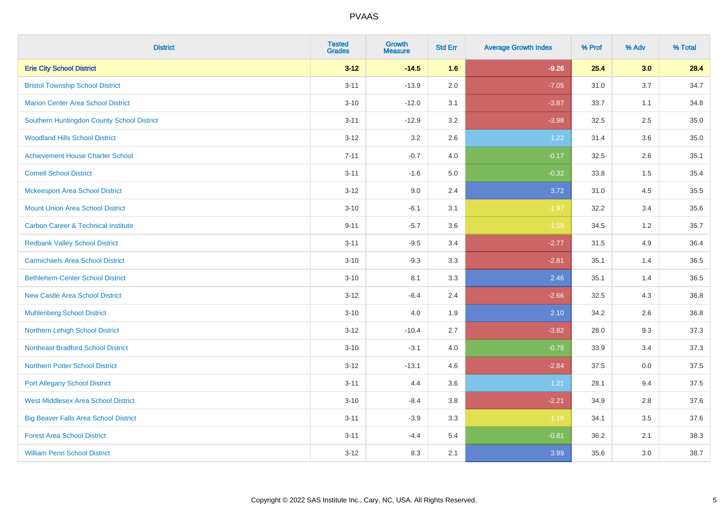| District | Tested Grades | Growth Measure | Std Err | Average Growth Index | % Prof | % Adv | % Total |
|---|---|---|---|---|---|---|---|
| **Erie City School District** | **3-12** | **-14.5** | **1.6** | **-9.26** | **25.4** | **3.0** | **28.4** |
| Bristol Township School District | 3-11 | -13.9 | 2.0 | -7.05 | 31.0 | 3.7 | 34.7 |
| Marion Center Area School District | 3-10 | -12.0 | 3.1 | -3.87 | 33.7 | 1.1 | 34.8 |
| Southern Huntingdon County School District | 3-11 | -12.9 | 3.2 | -3.98 | 32.5 | 2.5 | 35.0 |
| Woodland Hills School District | 3-12 | 3.2 | 2.6 | 1.22 | 31.4 | 3.6 | 35.0 |
| Achievement House Charter School | 7-11 | -0.7 | 4.0 | -0.17 | 32.5 | 2.6 | 35.1 |
| Cornell School District | 3-11 | -1.6 | 5.0 | -0.32 | 33.8 | 1.5 | 35.4 |
| Mckeesport Area School District | 3-12 | 9.0 | 2.4 | 3.72 | 31.0 | 4.5 | 35.5 |
| Mount Union Area School District | 3-10 | -6.1 | 3.1 | -1.97 | 32.2 | 3.4 | 35.6 |
| Carbon Career & Technical Institute | 9-11 | -5.7 | 3.6 | -1.59 | 34.5 | 1.2 | 35.7 |
| Redbank Valley School District | 3-11 | -9.5 | 3.4 | -2.77 | 31.5 | 4.9 | 36.4 |
| Carmichaels Area School District | 3-10 | -9.3 | 3.3 | -2.81 | 35.1 | 1.4 | 36.5 |
| Bethlehem-Center School District | 3-10 | 8.1 | 3.3 | 2.46 | 35.1 | 1.4 | 36.5 |
| New Castle Area School District | 3-12 | -6.4 | 2.4 | -2.66 | 32.5 | 4.3 | 36.8 |
| Muhlenberg School District | 3-10 | 4.0 | 1.9 | 2.10 | 34.2 | 2.6 | 36.8 |
| Northern Lehigh School District | 3-12 | -10.4 | 2.7 | -3.82 | 28.0 | 9.3 | 37.3 |
| Northeast Bradford School District | 3-10 | -3.1 | 4.0 | -0.78 | 33.9 | 3.4 | 37.3 |
| Northern Potter School District | 3-12 | -13.1 | 4.6 | -2.84 | 37.5 | 0.0 | 37.5 |
| Port Allegany School District | 3-11 | 4.4 | 3.6 | 1.21 | 28.1 | 9.4 | 37.5 |
| West Middlesex Area School District | 3-10 | -8.4 | 3.8 | -2.21 | 34.9 | 2.8 | 37.6 |
| Big Beaver Falls Area School District | 3-11 | -3.9 | 3.3 | -1.18 | 34.1 | 3.5 | 37.6 |
| Forest Area School District | 3-11 | -4.4 | 5.4 | -0.81 | 36.2 | 2.1 | 38.3 |
| William Penn School District | 3-12 | 8.3 | 2.1 | 3.99 | 35.6 | 3.0 | 38.7 |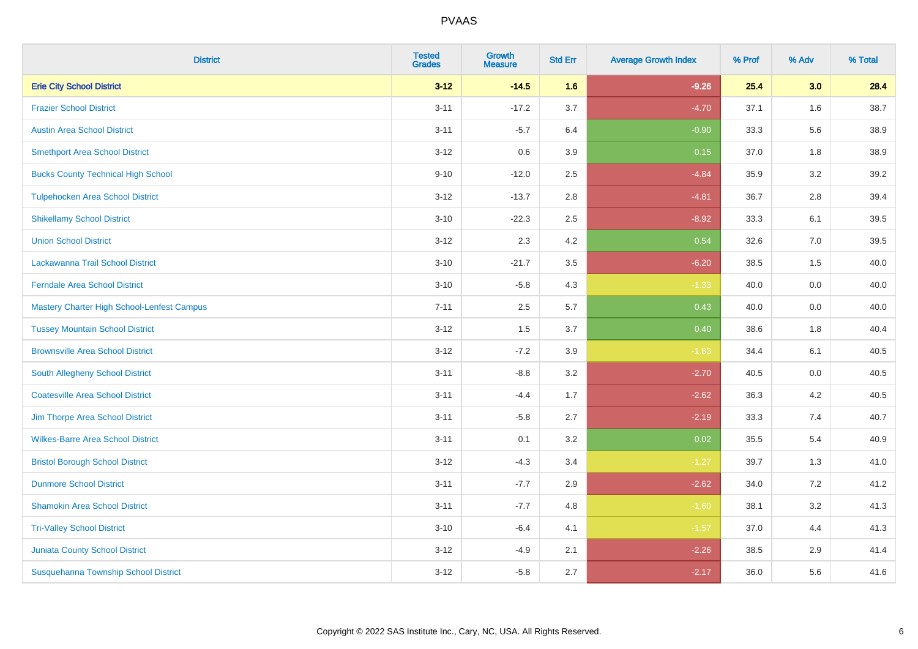| District | Tested Grades | Growth Measure | Std Err | Average Growth Index | % Prof | % Adv | % Total |
|---|---|---|---|---|---|---|---|
| **Erie City School District** | **3-12** | **-14.5** | **1.6** | **-9.26** | **25.4** | **3.0** | **28.4** |
| Frazier School District | 3-11 | -17.2 | 3.7 | -4.70 | 37.1 | 1.6 | 38.7 |
| Austin Area School District | 3-11 | -5.7 | 6.4 | -0.90 | 33.3 | 5.6 | 38.9 |
| Smethport Area School District | 3-12 | 0.6 | 3.9 | 0.15 | 37.0 | 1.8 | 38.9 |
| Bucks County Technical High School | 9-10 | -12.0 | 2.5 | -4.84 | 35.9 | 3.2 | 39.2 |
| Tulpehocken Area School District | 3-12 | -13.7 | 2.8 | -4.81 | 36.7 | 2.8 | 39.4 |
| Shikellamy School District | 3-10 | -22.3 | 2.5 | -8.92 | 33.3 | 6.1 | 39.5 |
| Union School District | 3-12 | 2.3 | 4.2 | 0.54 | 32.6 | 7.0 | 39.5 |
| Lackawanna Trail School District | 3-10 | -21.7 | 3.5 | -6.20 | 38.5 | 1.5 | 40.0 |
| Ferndale Area School District | 3-10 | -5.8 | 4.3 | -1.33 | 40.0 | 0.0 | 40.0 |
| Mastery Charter High School-Lenfest Campus | 7-11 | 2.5 | 5.7 | 0.43 | 40.0 | 0.0 | 40.0 |
| Tussey Mountain School District | 3-12 | 1.5 | 3.7 | 0.40 | 38.6 | 1.8 | 40.4 |
| Brownsville Area School District | 3-12 | -7.2 | 3.9 | -1.83 | 34.4 | 6.1 | 40.5 |
| South Allegheny School District | 3-11 | -8.8 | 3.2 | -2.70 | 40.5 | 0.0 | 40.5 |
| Coatesville Area School District | 3-11 | -4.4 | 1.7 | -2.62 | 36.3 | 4.2 | 40.5 |
| Jim Thorpe Area School District | 3-11 | -5.8 | 2.7 | -2.19 | 33.3 | 7.4 | 40.7 |
| Wilkes-Barre Area School District | 3-11 | 0.1 | 3.2 | 0.02 | 35.5 | 5.4 | 40.9 |
| Bristol Borough School District | 3-12 | -4.3 | 3.4 | -1.27 | 39.7 | 1.3 | 41.0 |
| Dunmore School District | 3-11 | -7.7 | 2.9 | -2.62 | 34.0 | 7.2 | 41.2 |
| Shamokin Area School District | 3-11 | -7.7 | 4.8 | -1.60 | 38.1 | 3.2 | 41.3 |
| Tri-Valley School District | 3-10 | -6.4 | 4.1 | -1.57 | 37.0 | 4.4 | 41.3 |
| Juniata County School District | 3-12 | -4.9 | 2.1 | -2.26 | 38.5 | 2.9 | 41.4 |
| Susquehanna Township School District | 3-12 | -5.8 | 2.7 | -2.17 | 36.0 | 5.6 | 41.6 |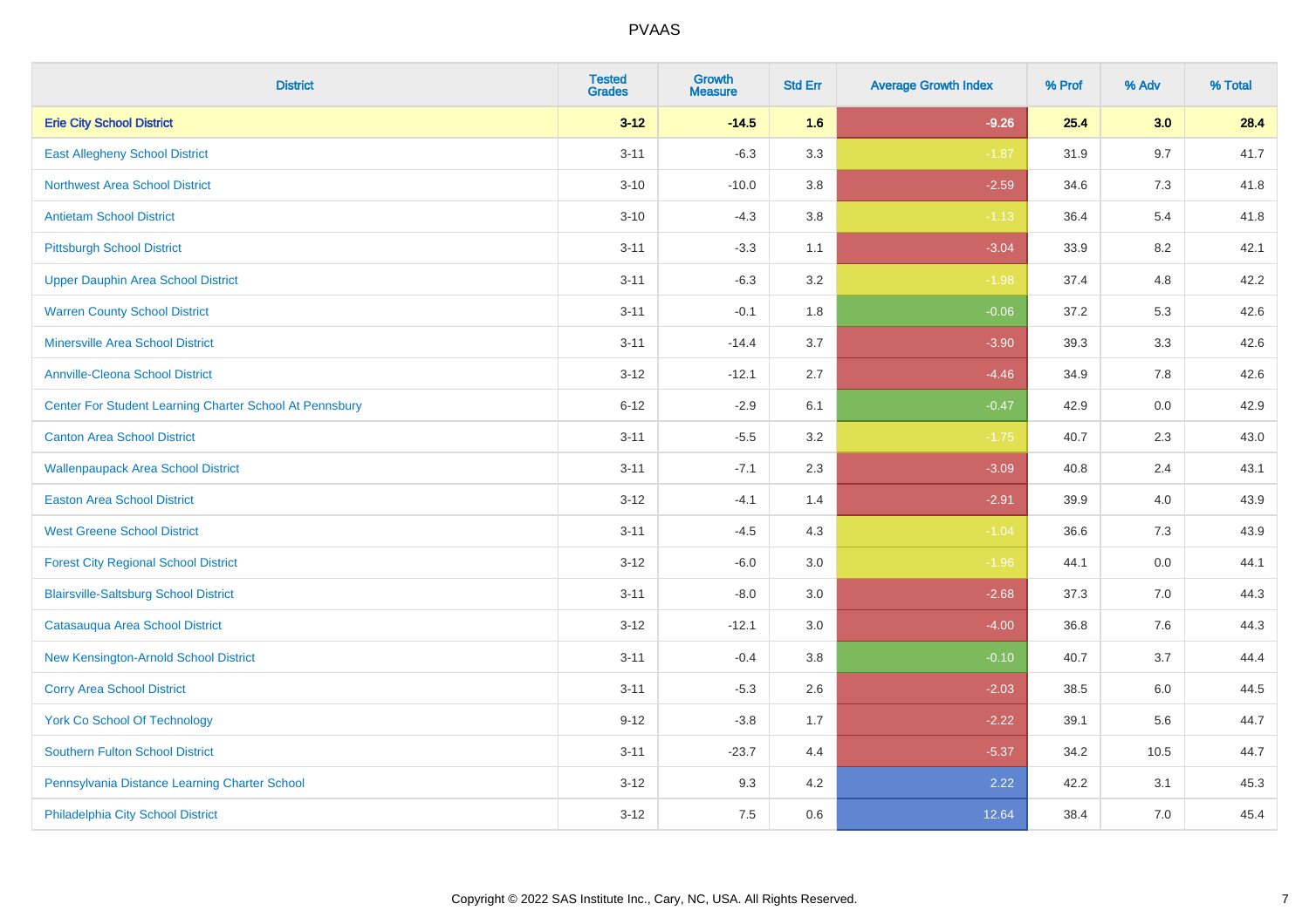# PVAAS

| District | Tested Grades | Growth Measure | Std Err | Average Growth Index | % Prof | % Adv | % Total |
|---|---|---|---|---|---|---|---|
| **Erie City School District** | **3-12** | **-14.5** | **1.6** | **-9.26** | **25.4** | **3.0** | **28.4** |
| East Allegheny School District | 3-11 | -6.3 | 3.3 | -1.87 | 31.9 | 9.7 | 41.7 |
| Northwest Area School District | 3-10 | -10.0 | 3.8 | -2.59 | 34.6 | 7.3 | 41.8 |
| Antietam School District | 3-10 | -4.3 | 3.8 | -1.13 | 36.4 | 5.4 | 41.8 |
| Pittsburgh School District | 3-11 | -3.3 | 1.1 | -3.04 | 33.9 | 8.2 | 42.1 |
| Upper Dauphin Area School District | 3-11 | -6.3 | 3.2 | -1.98 | 37.4 | 4.8 | 42.2 |
| Warren County School District | 3-11 | -0.1 | 1.8 | -0.06 | 37.2 | 5.3 | 42.6 |
| Minersville Area School District | 3-11 | -14.4 | 3.7 | -3.90 | 39.3 | 3.3 | 42.6 |
| Annville-Cleona School District | 3-12 | -12.1 | 2.7 | -4.46 | 34.9 | 7.8 | 42.6 |
| Center For Student Learning Charter School At Pennsbury | 6-12 | -2.9 | 6.1 | -0.47 | 42.9 | 0.0 | 42.9 |
| Canton Area School District | 3-11 | -5.5 | 3.2 | -1.75 | 40.7 | 2.3 | 43.0 |
| Wallenpaupack Area School District | 3-11 | -7.1 | 2.3 | -3.09 | 40.8 | 2.4 | 43.1 |
| Easton Area School District | 3-12 | -4.1 | 1.4 | -2.91 | 39.9 | 4.0 | 43.9 |
| West Greene School District | 3-11 | -4.5 | 4.3 | -1.04 | 36.6 | 7.3 | 43.9 |
| Forest City Regional School District | 3-12 | -6.0 | 3.0 | -1.96 | 44.1 | 0.0 | 44.1 |
| Blairsville-Saltsburg School District | 3-11 | -8.0 | 3.0 | -2.68 | 37.3 | 7.0 | 44.3 |
| Catasauqua Area School District | 3-12 | -12.1 | 3.0 | -4.00 | 36.8 | 7.6 | 44.3 |
| New Kensington-Arnold School District | 3-11 | -0.4 | 3.8 | -0.10 | 40.7 | 3.7 | 44.4 |
| Corry Area School District | 3-11 | -5.3 | 2.6 | -2.03 | 38.5 | 6.0 | 44.5 |
| York Co School Of Technology | 9-12 | -3.8 | 1.7 | -2.22 | 39.1 | 5.6 | 44.7 |
| Southern Fulton School District | 3-11 | -23.7 | 4.4 | -5.37 | 34.2 | 10.5 | 44.7 |
| Pennsylvania Distance Learning Charter School | 3-12 | 9.3 | 4.2 | 2.22 | 42.2 | 3.1 | 45.3 |
| Philadelphia City School District | 3-12 | 7.5 | 0.6 | 12.64 | 38.4 | 7.0 | 45.4 |

Copyright © 2022 SAS Institute Inc., Cary, NC, USA. All Rights Reserved.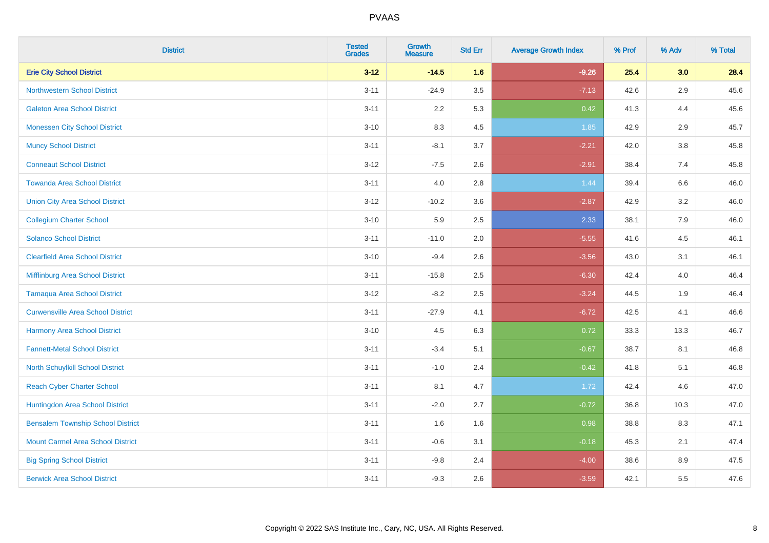# PVAAS

| District | Tested Grades | Growth Measure | Std Err | Average Growth Index | % Prof | % Adv | % Total |
|---|---|---|---|---|---|---|---|
| **Erie City School District** | **3-12** | **-14.5** | **1.6** | **-9.26** | **25.4** | **3.0** | **28.4** |
| Northwestern School District | 3-11 | -24.9 | 3.5 | -7.13 | 42.6 | 2.9 | 45.6 |
| Galeton Area School District | 3-11 | 2.2 | 5.3 | 0.42 | 41.3 | 4.4 | 45.6 |
| Monessen City School District | 3-10 | 8.3 | 4.5 | 1.85 | 42.9 | 2.9 | 45.7 |
| Muncy School District | 3-11 | -8.1 | 3.7 | -2.21 | 42.0 | 3.8 | 45.8 |
| Conneaut School District | 3-12 | -7.5 | 2.6 | -2.91 | 38.4 | 7.4 | 45.8 |
| Towanda Area School District | 3-11 | 4.0 | 2.8 | 1.44 | 39.4 | 6.6 | 46.0 |
| Union City Area School District | 3-12 | -10.2 | 3.6 | -2.87 | 42.9 | 3.2 | 46.0 |
| Collegium Charter School | 3-10 | 5.9 | 2.5 | 2.33 | 38.1 | 7.9 | 46.0 |
| Solanco School District | 3-11 | -11.0 | 2.0 | -5.55 | 41.6 | 4.5 | 46.1 |
| Clearfield Area School District | 3-10 | -9.4 | 2.6 | -3.56 | 43.0 | 3.1 | 46.1 |
| Mifflinburg Area School District | 3-11 | -15.8 | 2.5 | -6.30 | 42.4 | 4.0 | 46.4 |
| Tamaqua Area School District | 3-12 | -8.2 | 2.5 | -3.24 | 44.5 | 1.9 | 46.4 |
| Curwensville Area School District | 3-11 | -27.9 | 4.1 | -6.72 | 42.5 | 4.1 | 46.6 |
| Harmony Area School District | 3-10 | 4.5 | 6.3 | 0.72 | 33.3 | 13.3 | 46.7 |
| Fannett-Metal School District | 3-11 | -3.4 | 5.1 | -0.67 | 38.7 | 8.1 | 46.8 |
| North Schuylkill School District | 3-11 | -1.0 | 2.4 | -0.42 | 41.8 | 5.1 | 46.8 |
| Reach Cyber Charter School | 3-11 | 8.1 | 4.7 | 1.72 | 42.4 | 4.6 | 47.0 |
| Huntingdon Area School District | 3-11 | -2.0 | 2.7 | -0.72 | 36.8 | 10.3 | 47.0 |
| Bensalem Township School District | 3-11 | 1.6 | 1.6 | 0.98 | 38.8 | 8.3 | 47.1 |
| Mount Carmel Area School District | 3-11 | -0.6 | 3.1 | -0.18 | 45.3 | 2.1 | 47.4 |
| Big Spring School District | 3-11 | -9.8 | 2.4 | -4.00 | 38.6 | 8.9 | 47.5 |
| Berwick Area School District | 3-11 | -9.3 | 2.6 | -3.59 | 42.1 | 5.5 | 47.6 |

Copyright © 2022 SAS Institute Inc., Cary, NC, USA. All Rights Reserved.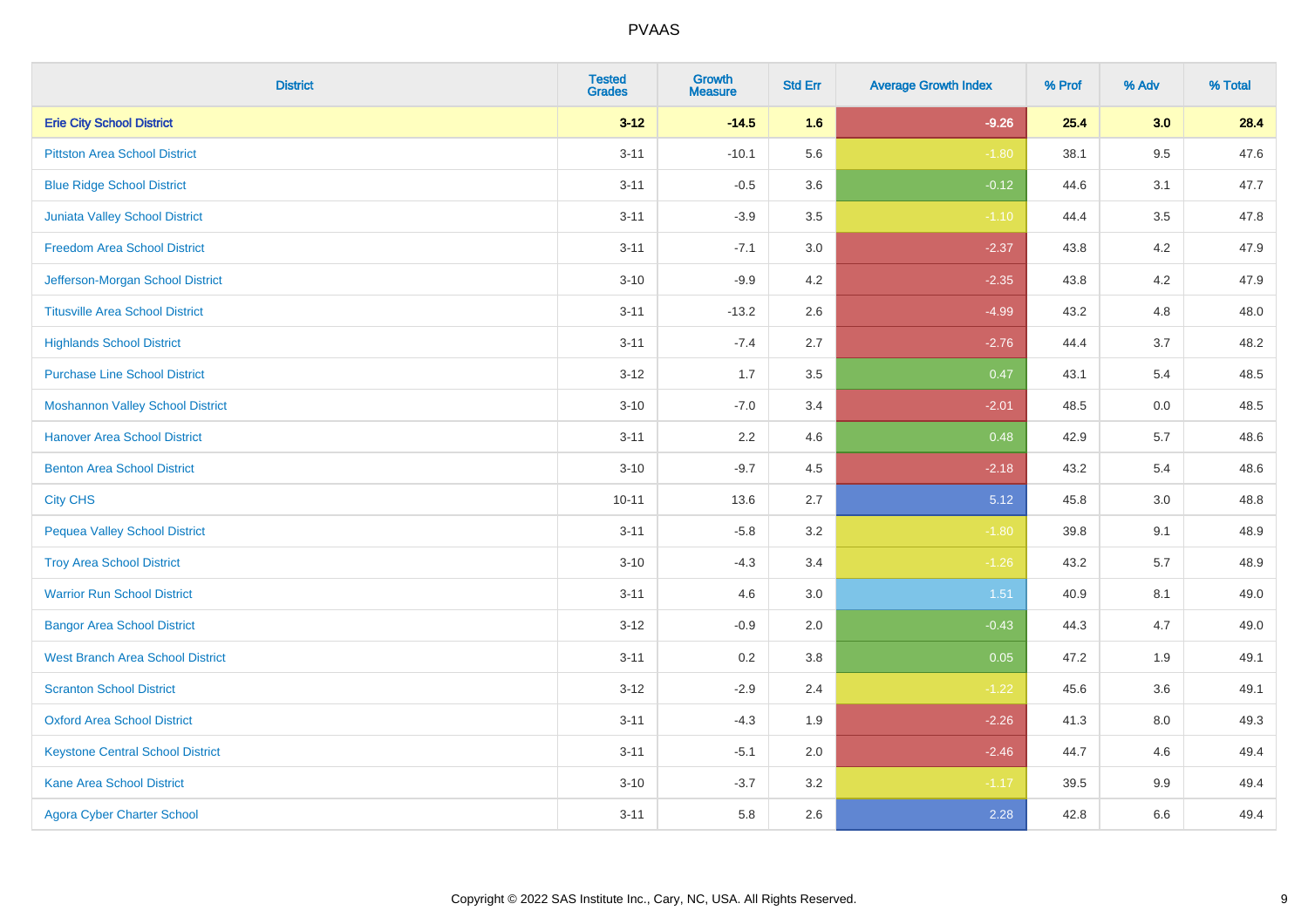| District | Tested Grades | Growth Measure | Std Err | Average Growth Index | % Prof | % Adv | % Total |
|---|---|---|---|---|---|---|---|
| **Erie City School District** | **3-12** | **-14.5** | **1.6** | **-9.26** | **25.4** | **3.0** | **28.4** |
| Pittston Area School District | 3-11 | -10.1 | 5.6 | -1.80 | 38.1 | 9.5 | 47.6 |
| Blue Ridge School District | 3-11 | -0.5 | 3.6 | -0.12 | 44.6 | 3.1 | 47.7 |
| Juniata Valley School District | 3-11 | -3.9 | 3.5 | -1.10 | 44.4 | 3.5 | 47.8 |
| Freedom Area School District | 3-11 | -7.1 | 3.0 | -2.37 | 43.8 | 4.2 | 47.9 |
| Jefferson-Morgan School District | 3-10 | -9.9 | 4.2 | -2.35 | 43.8 | 4.2 | 47.9 |
| Titusville Area School District | 3-11 | -13.2 | 2.6 | -4.99 | 43.2 | 4.8 | 48.0 |
| Highlands School District | 3-11 | -7.4 | 2.7 | -2.76 | 44.4 | 3.7 | 48.2 |
| Purchase Line School District | 3-12 | 1.7 | 3.5 | 0.47 | 43.1 | 5.4 | 48.5 |
| Moshannon Valley School District | 3-10 | -7.0 | 3.4 | -2.01 | 48.5 | 0.0 | 48.5 |
| Hanover Area School District | 3-11 | 2.2 | 4.6 | 0.48 | 42.9 | 5.7 | 48.6 |
| Benton Area School District | 3-10 | -9.7 | 4.5 | -2.18 | 43.2 | 5.4 | 48.6 |
| City CHS | 10-11 | 13.6 | 2.7 | 5.12 | 45.8 | 3.0 | 48.8 |
| Pequea Valley School District | 3-11 | -5.8 | 3.2 | -1.80 | 39.8 | 9.1 | 48.9 |
| Troy Area School District | 3-10 | -4.3 | 3.4 | -1.26 | 43.2 | 5.7 | 48.9 |
| Warrior Run School District | 3-11 | 4.6 | 3.0 | 1.51 | 40.9 | 8.1 | 49.0 |
| Bangor Area School District | 3-12 | -0.9 | 2.0 | -0.43 | 44.3 | 4.7 | 49.0 |
| West Branch Area School District | 3-11 | 0.2 | 3.8 | 0.05 | 47.2 | 1.9 | 49.1 |
| Scranton School District | 3-12 | -2.9 | 2.4 | -1.22 | 45.6 | 3.6 | 49.1 |
| Oxford Area School District | 3-11 | -4.3 | 1.9 | -2.26 | 41.3 | 8.0 | 49.3 |
| Keystone Central School District | 3-11 | -5.1 | 2.0 | -2.46 | 44.7 | 4.6 | 49.4 |
| Kane Area School District | 3-10 | -3.7 | 3.2 | -1.17 | 39.5 | 9.9 | 49.4 |
| Agora Cyber Charter School | 3-11 | 5.8 | 2.6 | 2.28 | 42.8 | 6.6 | 49.4 |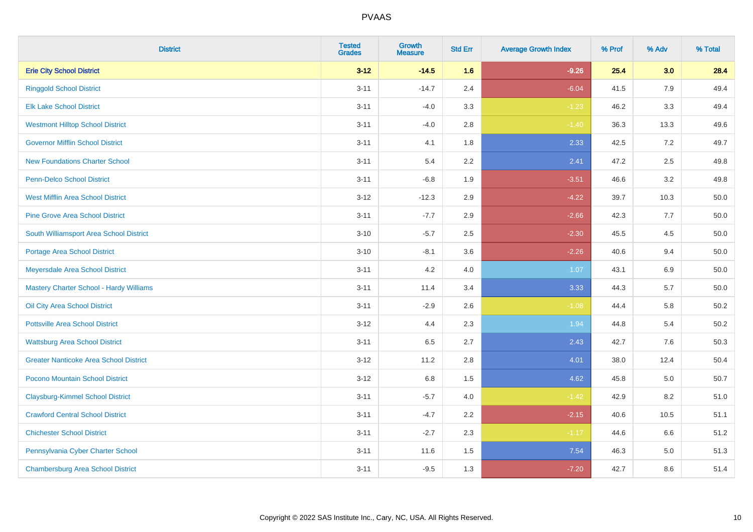# PVAAS

| District | Tested Grades | Growth Measure | Std Err | Average Growth Index | % Prof | % Adv | % Total |
|---|---|---|---|---|---|---|---|
| **Erie City School District** | **3-12** | **-14.5** | **1.6** | **-9.26** | **25.4** | **3.0** | **28.4** |
| Ringgold School District | 3-11 | -14.7 | 2.4 | -6.04 | 41.5 | 7.9 | 49.4 |
| Elk Lake School District | 3-11 | -4.0 | 3.3 | -1.23 | 46.2 | 3.3 | 49.4 |
| Westmont Hilltop School District | 3-11 | -4.0 | 2.8 | -1.40 | 36.3 | 13.3 | 49.6 |
| Governor Mifflin School District | 3-11 | 4.1 | 1.8 | 2.33 | 42.5 | 7.2 | 49.7 |
| New Foundations Charter School | 3-11 | 5.4 | 2.2 | 2.41 | 47.2 | 2.5 | 49.8 |
| Penn-Delco School District | 3-11 | -6.8 | 1.9 | -3.51 | 46.6 | 3.2 | 49.8 |
| West Mifflin Area School District | 3-12 | -12.3 | 2.9 | -4.22 | 39.7 | 10.3 | 50.0 |
| Pine Grove Area School District | 3-11 | -7.7 | 2.9 | -2.66 | 42.3 | 7.7 | 50.0 |
| South Williamsport Area School District | 3-10 | -5.7 | 2.5 | -2.30 | 45.5 | 4.5 | 50.0 |
| Portage Area School District | 3-10 | -8.1 | 3.6 | -2.26 | 40.6 | 9.4 | 50.0 |
| Meyersdale Area School District | 3-11 | 4.2 | 4.0 | 1.07 | 43.1 | 6.9 | 50.0 |
| Mastery Charter School - Hardy Williams | 3-11 | 11.4 | 3.4 | 3.33 | 44.3 | 5.7 | 50.0 |
| Oil City Area School District | 3-11 | -2.9 | 2.6 | -1.08 | 44.4 | 5.8 | 50.2 |
| Pottsville Area School District | 3-12 | 4.4 | 2.3 | 1.94 | 44.8 | 5.4 | 50.2 |
| Wattsburg Area School District | 3-11 | 6.5 | 2.7 | 2.43 | 42.7 | 7.6 | 50.3 |
| Greater Nanticoke Area School District | 3-12 | 11.2 | 2.8 | 4.01 | 38.0 | 12.4 | 50.4 |
| Pocono Mountain School District | 3-12 | 6.8 | 1.5 | 4.62 | 45.8 | 5.0 | 50.7 |
| Claysburg-Kimmel School District | 3-11 | -5.7 | 4.0 | -1.42 | 42.9 | 8.2 | 51.0 |
| Crawford Central School District | 3-11 | -4.7 | 2.2 | -2.15 | 40.6 | 10.5 | 51.1 |
| Chichester School District | 3-11 | -2.7 | 2.3 | -1.17 | 44.6 | 6.6 | 51.2 |
| Pennsylvania Cyber Charter School | 3-11 | 11.6 | 1.5 | 7.54 | 46.3 | 5.0 | 51.3 |
| Chambersburg Area School District | 3-11 | -9.5 | 1.3 | -7.20 | 42.7 | 8.6 | 51.4 |

Copyright © 2022 SAS Institute Inc., Cary, NC, USA. All Rights Reserved.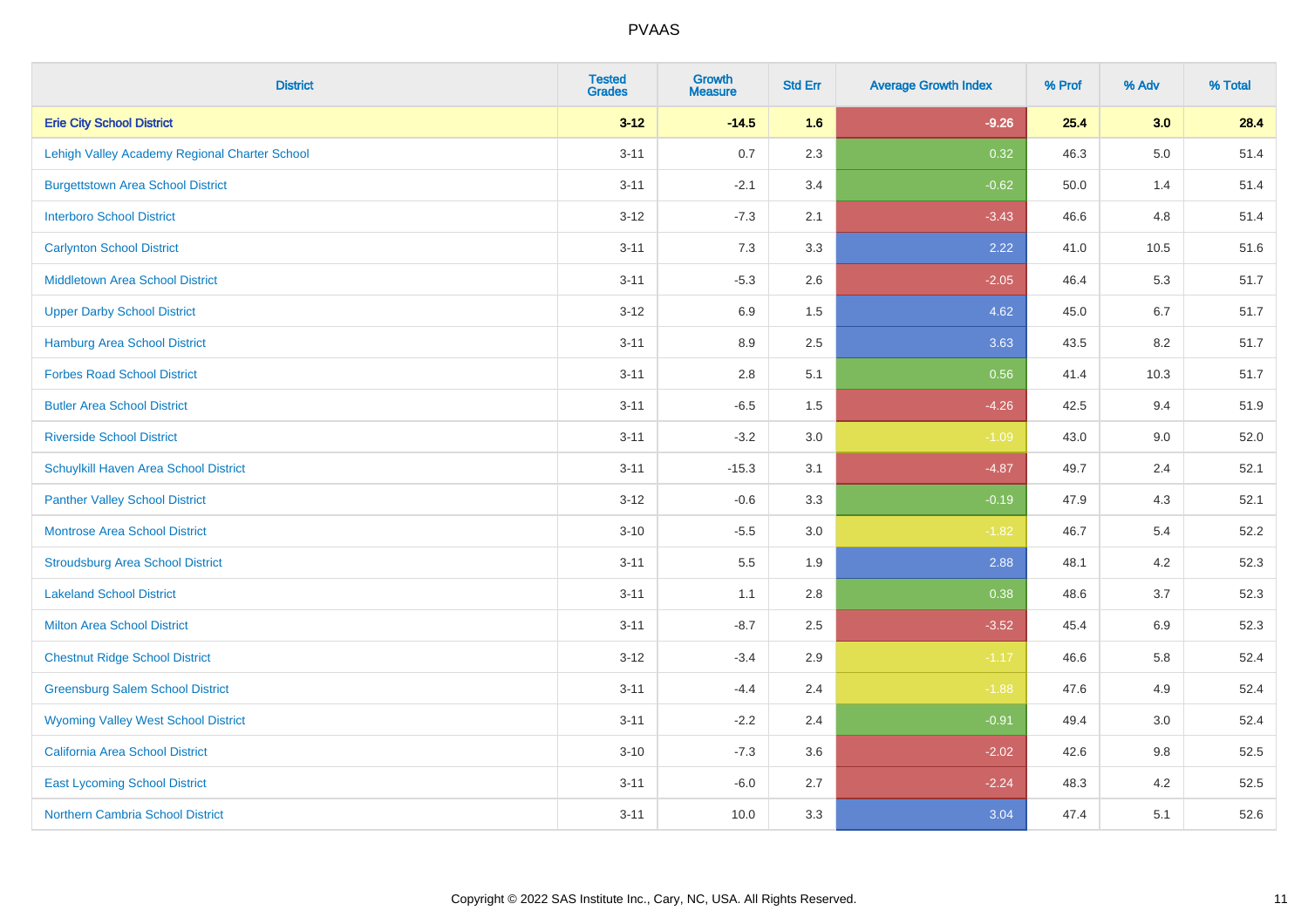# PVAAS

| District | Tested Grades | Growth Measure | Std Err | Average Growth Index | % Prof | % Adv | % Total |
|---|---|---|---|---|---|---|---|
| **Erie City School District** | **3-12** | **-14.5** | **1.6** | **-9.26** | **25.4** | **3.0** | **28.4** |
| Lehigh Valley Academy Regional Charter School | 3-11 | 0.7 | 2.3 | 0.32 | 46.3 | 5.0 | 51.4 |
| Burgettstown Area School District | 3-11 | -2.1 | 3.4 | -0.62 | 50.0 | 1.4 | 51.4 |
| Interboro School District | 3-12 | -7.3 | 2.1 | -3.43 | 46.6 | 4.8 | 51.4 |
| Carlynton School District | 3-11 | 7.3 | 3.3 | 2.22 | 41.0 | 10.5 | 51.6 |
| Middletown Area School District | 3-11 | -5.3 | 2.6 | -2.05 | 46.4 | 5.3 | 51.7 |
| Upper Darby School District | 3-12 | 6.9 | 1.5 | 4.62 | 45.0 | 6.7 | 51.7 |
| Hamburg Area School District | 3-11 | 8.9 | 2.5 | 3.63 | 43.5 | 8.2 | 51.7 |
| Forbes Road School District | 3-11 | 2.8 | 5.1 | 0.56 | 41.4 | 10.3 | 51.7 |
| Butler Area School District | 3-11 | -6.5 | 1.5 | -4.26 | 42.5 | 9.4 | 51.9 |
| Riverside School District | 3-11 | -3.2 | 3.0 | -1.09 | 43.0 | 9.0 | 52.0 |
| Schuylkill Haven Area School District | 3-11 | -15.3 | 3.1 | -4.87 | 49.7 | 2.4 | 52.1 |
| Panther Valley School District | 3-12 | -0.6 | 3.3 | -0.19 | 47.9 | 4.3 | 52.1 |
| Montrose Area School District | 3-10 | -5.5 | 3.0 | -1.82 | 46.7 | 5.4 | 52.2 |
| Stroudsburg Area School District | 3-11 | 5.5 | 1.9 | 2.88 | 48.1 | 4.2 | 52.3 |
| Lakeland School District | 3-11 | 1.1 | 2.8 | 0.38 | 48.6 | 3.7 | 52.3 |
| Milton Area School District | 3-11 | -8.7 | 2.5 | -3.52 | 45.4 | 6.9 | 52.3 |
| Chestnut Ridge School District | 3-12 | -3.4 | 2.9 | -1.17 | 46.6 | 5.8 | 52.4 |
| Greensburg Salem School District | 3-11 | -4.4 | 2.4 | -1.88 | 47.6 | 4.9 | 52.4 |
| Wyoming Valley West School District | 3-11 | -2.2 | 2.4 | -0.91 | 49.4 | 3.0 | 52.4 |
| California Area School District | 3-10 | -7.3 | 3.6 | -2.02 | 42.6 | 9.8 | 52.5 |
| East Lycoming School District | 3-11 | -6.0 | 2.7 | -2.24 | 48.3 | 4.2 | 52.5 |
| Northern Cambria School District | 3-11 | 10.0 | 3.3 | 3.04 | 47.4 | 5.1 | 52.6 |

Copyright © 2022 SAS Institute Inc., Cary, NC, USA. All Rights Reserved.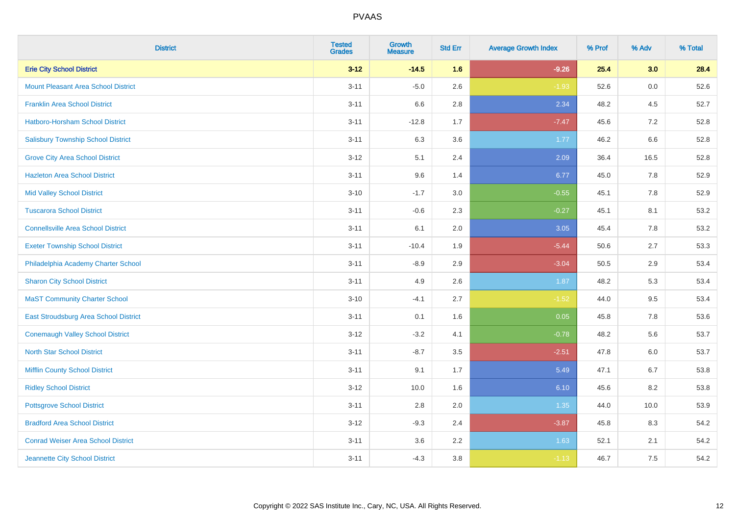| District | Tested Grades | Growth Measure | Std Err | Average Growth Index | % Prof | % Adv | % Total |
|---|---|---|---|---|---|---|---|
| **Erie City School District** | **3-12** | **-14.5** | **1.6** | **-9.26** | **25.4** | **3.0** | **28.4** |
| Mount Pleasant Area School District | 3-11 | -5.0 | 2.6 | -1.93 | 52.6 | 0.0 | 52.6 |
| Franklin Area School District | 3-11 | 6.6 | 2.8 | 2.34 | 48.2 | 4.5 | 52.7 |
| Hatboro-Horsham School District | 3-11 | -12.8 | 1.7 | -7.47 | 45.6 | 7.2 | 52.8 |
| Salisbury Township School District | 3-11 | 6.3 | 3.6 | 1.77 | 46.2 | 6.6 | 52.8 |
| Grove City Area School District | 3-12 | 5.1 | 2.4 | 2.09 | 36.4 | 16.5 | 52.8 |
| Hazleton Area School District | 3-11 | 9.6 | 1.4 | 6.77 | 45.0 | 7.8 | 52.9 |
| Mid Valley School District | 3-10 | -1.7 | 3.0 | -0.55 | 45.1 | 7.8 | 52.9 |
| Tuscarora School District | 3-11 | -0.6 | 2.3 | -0.27 | 45.1 | 8.1 | 53.2 |
| Connellsville Area School District | 3-11 | 6.1 | 2.0 | 3.05 | 45.4 | 7.8 | 53.2 |
| Exeter Township School District | 3-11 | -10.4 | 1.9 | -5.44 | 50.6 | 2.7 | 53.3 |
| Philadelphia Academy Charter School | 3-11 | -8.9 | 2.9 | -3.04 | 50.5 | 2.9 | 53.4 |
| Sharon City School District | 3-11 | 4.9 | 2.6 | 1.87 | 48.2 | 5.3 | 53.4 |
| MaST Community Charter School | 3-10 | -4.1 | 2.7 | -1.52 | 44.0 | 9.5 | 53.4 |
| East Stroudsburg Area School District | 3-11 | 0.1 | 1.6 | 0.05 | 45.8 | 7.8 | 53.6 |
| Conemaugh Valley School District | 3-12 | -3.2 | 4.1 | -0.78 | 48.2 | 5.6 | 53.7 |
| North Star School District | 3-11 | -8.7 | 3.5 | -2.51 | 47.8 | 6.0 | 53.7 |
| Mifflin County School District | 3-11 | 9.1 | 1.7 | 5.49 | 47.1 | 6.7 | 53.8 |
| Ridley School District | 3-12 | 10.0 | 1.6 | 6.10 | 45.6 | 8.2 | 53.8 |
| Pottsgrove School District | 3-11 | 2.8 | 2.0 | 1.35 | 44.0 | 10.0 | 53.9 |
| Bradford Area School District | 3-12 | -9.3 | 2.4 | -3.87 | 45.8 | 8.3 | 54.2 |
| Conrad Weiser Area School District | 3-11 | 3.6 | 2.2 | 1.63 | 52.1 | 2.1 | 54.2 |
| Jeannette City School District | 3-11 | -4.3 | 3.8 | -1.13 | 46.7 | 7.5 | 54.2 |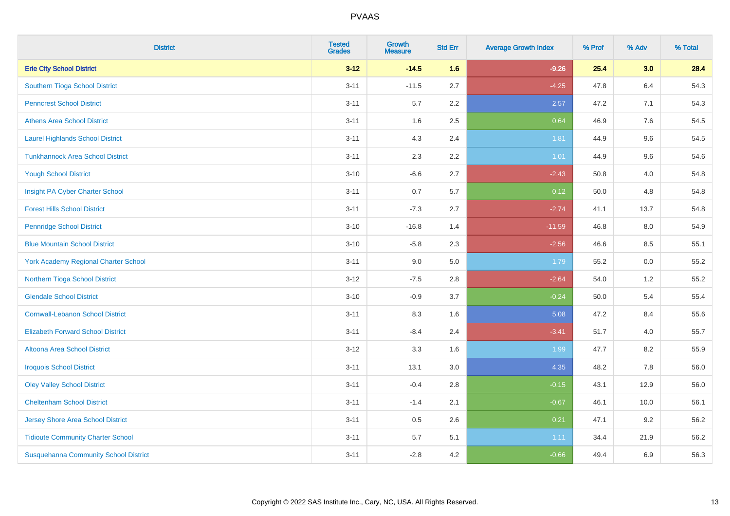| District | Tested Grades | Growth Measure | Std Err | Average Growth Index | % Prof | % Adv | % Total |
|---|---|---|---|---|---|---|---|
| **Erie City School District** | **3-12** | **-14.5** | **1.6** | **-9.26** | **25.4** | **3.0** | **28.4** |
| Southern Tioga School District | 3-11 | -11.5 | 2.7 | -4.25 | 47.8 | 6.4 | 54.3 |
| Penncrest School District | 3-11 | 5.7 | 2.2 | 2.57 | 47.2 | 7.1 | 54.3 |
| Athens Area School District | 3-11 | 1.6 | 2.5 | 0.64 | 46.9 | 7.6 | 54.5 |
| Laurel Highlands School District | 3-11 | 4.3 | 2.4 | 1.81 | 44.9 | 9.6 | 54.5 |
| Tunkhannock Area School District | 3-11 | 2.3 | 2.2 | 1.01 | 44.9 | 9.6 | 54.6 |
| Yough School District | 3-10 | -6.6 | 2.7 | -2.43 | 50.8 | 4.0 | 54.8 |
| Insight PA Cyber Charter School | 3-11 | 0.7 | 5.7 | 0.12 | 50.0 | 4.8 | 54.8 |
| Forest Hills School District | 3-11 | -7.3 | 2.7 | -2.74 | 41.1 | 13.7 | 54.8 |
| Pennridge School District | 3-10 | -16.8 | 1.4 | -11.59 | 46.8 | 8.0 | 54.9 |
| Blue Mountain School District | 3-10 | -5.8 | 2.3 | -2.56 | 46.6 | 8.5 | 55.1 |
| York Academy Regional Charter School | 3-11 | 9.0 | 5.0 | 1.79 | 55.2 | 0.0 | 55.2 |
| Northern Tioga School District | 3-12 | -7.5 | 2.8 | -2.64 | 54.0 | 1.2 | 55.2 |
| Glendale School District | 3-10 | -0.9 | 3.7 | -0.24 | 50.0 | 5.4 | 55.4 |
| Cornwall-Lebanon School District | 3-11 | 8.3 | 1.6 | 5.08 | 47.2 | 8.4 | 55.6 |
| Elizabeth Forward School District | 3-11 | -8.4 | 2.4 | -3.41 | 51.7 | 4.0 | 55.7 |
| Altoona Area School District | 3-12 | 3.3 | 1.6 | 1.99 | 47.7 | 8.2 | 55.9 |
| Iroquois School District | 3-11 | 13.1 | 3.0 | 4.35 | 48.2 | 7.8 | 56.0 |
| Oley Valley School District | 3-11 | -0.4 | 2.8 | -0.15 | 43.1 | 12.9 | 56.0 |
| Cheltenham School District | 3-11 | -1.4 | 2.1 | -0.67 | 46.1 | 10.0 | 56.1 |
| Jersey Shore Area School District | 3-11 | 0.5 | 2.6 | 0.21 | 47.1 | 9.2 | 56.2 |
| Tidioute Community Charter School | 3-11 | 5.7 | 5.1 | 1.11 | 34.4 | 21.9 | 56.2 |
| Susquehanna Community School District | 3-11 | -2.8 | 4.2 | -0.66 | 49.4 | 6.9 | 56.3 |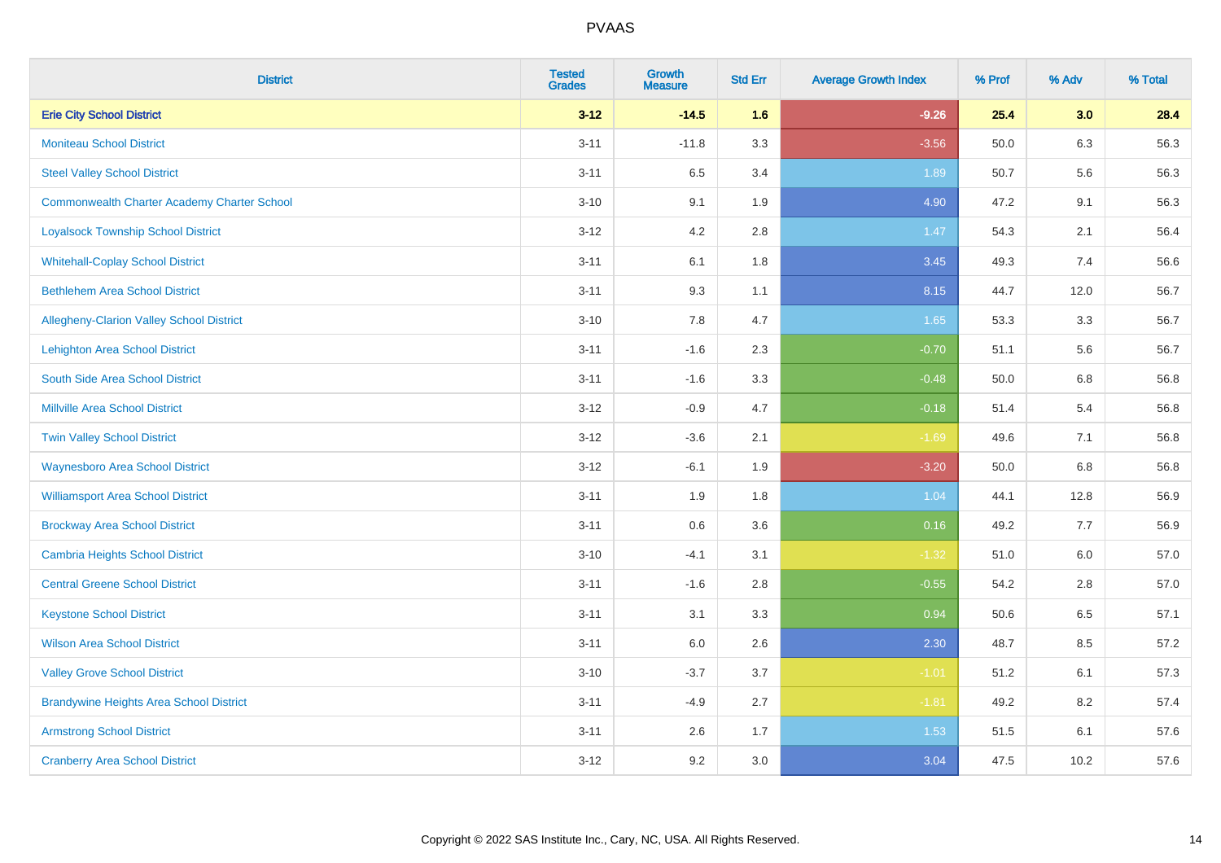# PVAAS

| District | Tested Grades | Growth Measure | Std Err | Average Growth Index | % Prof | % Adv | % Total |
|---|---|---|---|---|---|---|---|
| **Erie City School District** | **3-12** | **-14.5** | **1.6** | **-9.26** | **25.4** | **3.0** | **28.4** |
| Moniteau School District | 3-11 | -11.8 | 3.3 | -3.56 | 50.0 | 6.3 | 56.3 |
| Steel Valley School District | 3-11 | 6.5 | 3.4 | 1.89 | 50.7 | 5.6 | 56.3 |
| Commonwealth Charter Academy Charter School | 3-10 | 9.1 | 1.9 | 4.90 | 47.2 | 9.1 | 56.3 |
| Loyalsock Township School District | 3-12 | 4.2 | 2.8 | 1.47 | 54.3 | 2.1 | 56.4 |
| Whitehall-Coplay School District | 3-11 | 6.1 | 1.8 | 3.45 | 49.3 | 7.4 | 56.6 |
| Bethlehem Area School District | 3-11 | 9.3 | 1.1 | 8.15 | 44.7 | 12.0 | 56.7 |
| Allegheny-Clarion Valley School District | 3-10 | 7.8 | 4.7 | 1.65 | 53.3 | 3.3 | 56.7 |
| Lehighton Area School District | 3-11 | -1.6 | 2.3 | -0.70 | 51.1 | 5.6 | 56.7 |
| South Side Area School District | 3-11 | -1.6 | 3.3 | -0.48 | 50.0 | 6.8 | 56.8 |
| Millville Area School District | 3-12 | -0.9 | 4.7 | -0.18 | 51.4 | 5.4 | 56.8 |
| Twin Valley School District | 3-12 | -3.6 | 2.1 | -1.69 | 49.6 | 7.1 | 56.8 |
| Waynesboro Area School District | 3-12 | -6.1 | 1.9 | -3.20 | 50.0 | 6.8 | 56.8 |
| Williamsport Area School District | 3-11 | 1.9 | 1.8 | 1.04 | 44.1 | 12.8 | 56.9 |
| Brockway Area School District | 3-11 | 0.6 | 3.6 | 0.16 | 49.2 | 7.7 | 56.9 |
| Cambria Heights School District | 3-10 | -4.1 | 3.1 | -1.32 | 51.0 | 6.0 | 57.0 |
| Central Greene School District | 3-11 | -1.6 | 2.8 | -0.55 | 54.2 | 2.8 | 57.0 |
| Keystone School District | 3-11 | 3.1 | 3.3 | 0.94 | 50.6 | 6.5 | 57.1 |
| Wilson Area School District | 3-11 | 6.0 | 2.6 | 2.30 | 48.7 | 8.5 | 57.2 |
| Valley Grove School District | 3-10 | -3.7 | 3.7 | -1.01 | 51.2 | 6.1 | 57.3 |
| Brandywine Heights Area School District | 3-11 | -4.9 | 2.7 | -1.81 | 49.2 | 8.2 | 57.4 |
| Armstrong School District | 3-11 | 2.6 | 1.7 | 1.53 | 51.5 | 6.1 | 57.6 |
| Cranberry Area School District | 3-12 | 9.2 | 3.0 | 3.04 | 47.5 | 10.2 | 57.6 |

Copyright © 2022 SAS Institute Inc., Cary, NC, USA. All Rights Reserved.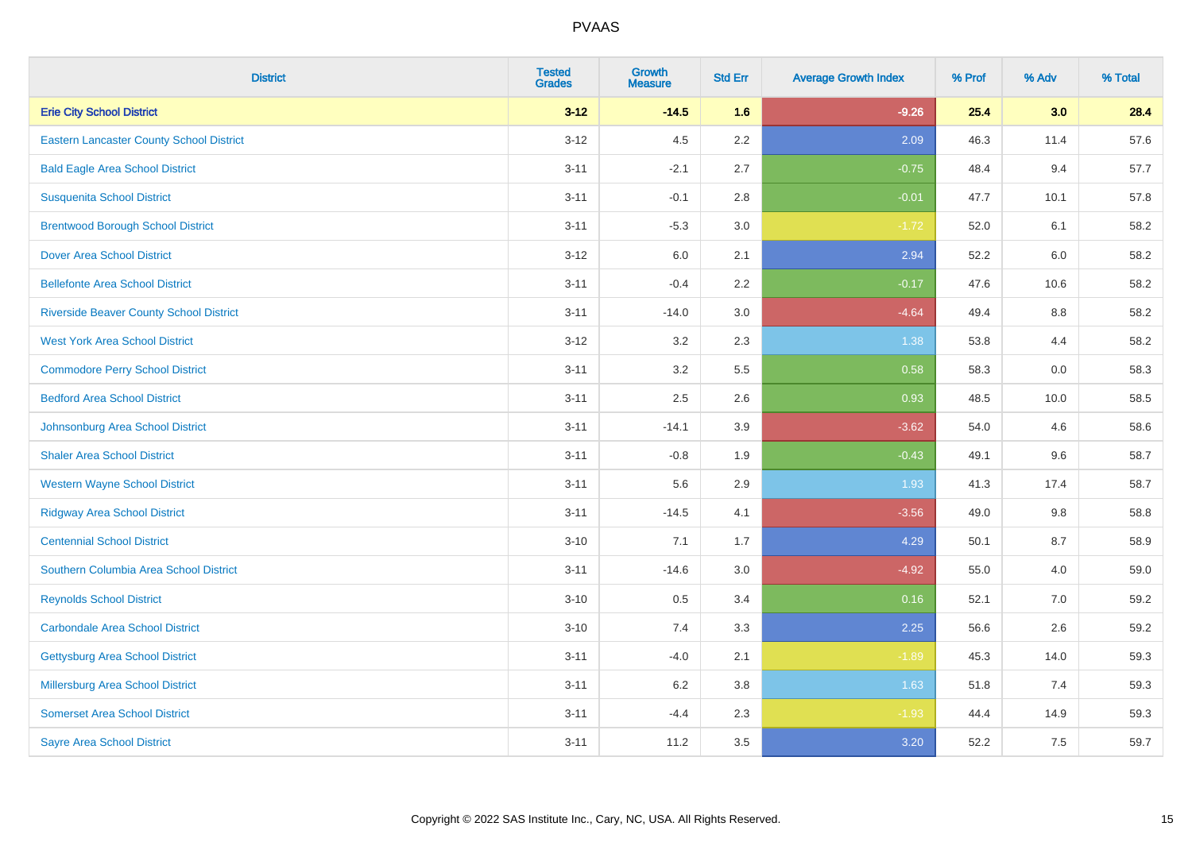| District | Tested Grades | Growth Measure | Std Err | Average Growth Index | % Prof | % Adv | % Total |
|---|---|---|---|---|---|---|---|
| **Erie City School District** | **3-12** | **-14.5** | **1.6** | **-9.26** | **25.4** | **3.0** | **28.4** |
| Eastern Lancaster County School District | 3-12 | 4.5 | 2.2 | 2.09 | 46.3 | 11.4 | 57.6 |
| Bald Eagle Area School District | 3-11 | -2.1 | 2.7 | -0.75 | 48.4 | 9.4 | 57.7 |
| Susquenita School District | 3-11 | -0.1 | 2.8 | -0.01 | 47.7 | 10.1 | 57.8 |
| Brentwood Borough School District | 3-11 | -5.3 | 3.0 | -1.72 | 52.0 | 6.1 | 58.2 |
| Dover Area School District | 3-12 | 6.0 | 2.1 | 2.94 | 52.2 | 6.0 | 58.2 |
| Bellefonte Area School District | 3-11 | -0.4 | 2.2 | -0.17 | 47.6 | 10.6 | 58.2 |
| Riverside Beaver County School District | 3-11 | -14.0 | 3.0 | -4.64 | 49.4 | 8.8 | 58.2 |
| West York Area School District | 3-12 | 3.2 | 2.3 | 1.38 | 53.8 | 4.4 | 58.2 |
| Commodore Perry School District | 3-11 | 3.2 | 5.5 | 0.58 | 58.3 | 0.0 | 58.3 |
| Bedford Area School District | 3-11 | 2.5 | 2.6 | 0.93 | 48.5 | 10.0 | 58.5 |
| Johnsonburg Area School District | 3-11 | -14.1 | 3.9 | -3.62 | 54.0 | 4.6 | 58.6 |
| Shaler Area School District | 3-11 | -0.8 | 1.9 | -0.43 | 49.1 | 9.6 | 58.7 |
| Western Wayne School District | 3-11 | 5.6 | 2.9 | 1.93 | 41.3 | 17.4 | 58.7 |
| Ridgway Area School District | 3-11 | -14.5 | 4.1 | -3.56 | 49.0 | 9.8 | 58.8 |
| Centennial School District | 3-10 | 7.1 | 1.7 | 4.29 | 50.1 | 8.7 | 58.9 |
| Southern Columbia Area School District | 3-11 | -14.6 | 3.0 | -4.92 | 55.0 | 4.0 | 59.0 |
| Reynolds School District | 3-10 | 0.5 | 3.4 | 0.16 | 52.1 | 7.0 | 59.2 |
| Carbondale Area School District | 3-10 | 7.4 | 3.3 | 2.25 | 56.6 | 2.6 | 59.2 |
| Gettysburg Area School District | 3-11 | -4.0 | 2.1 | -1.89 | 45.3 | 14.0 | 59.3 |
| Millersburg Area School District | 3-11 | 6.2 | 3.8 | 1.63 | 51.8 | 7.4 | 59.3 |
| Somerset Area School District | 3-11 | -4.4 | 2.3 | -1.93 | 44.4 | 14.9 | 59.3 |
| Sayre Area School District | 3-11 | 11.2 | 3.5 | 3.20 | 52.2 | 7.5 | 59.7 |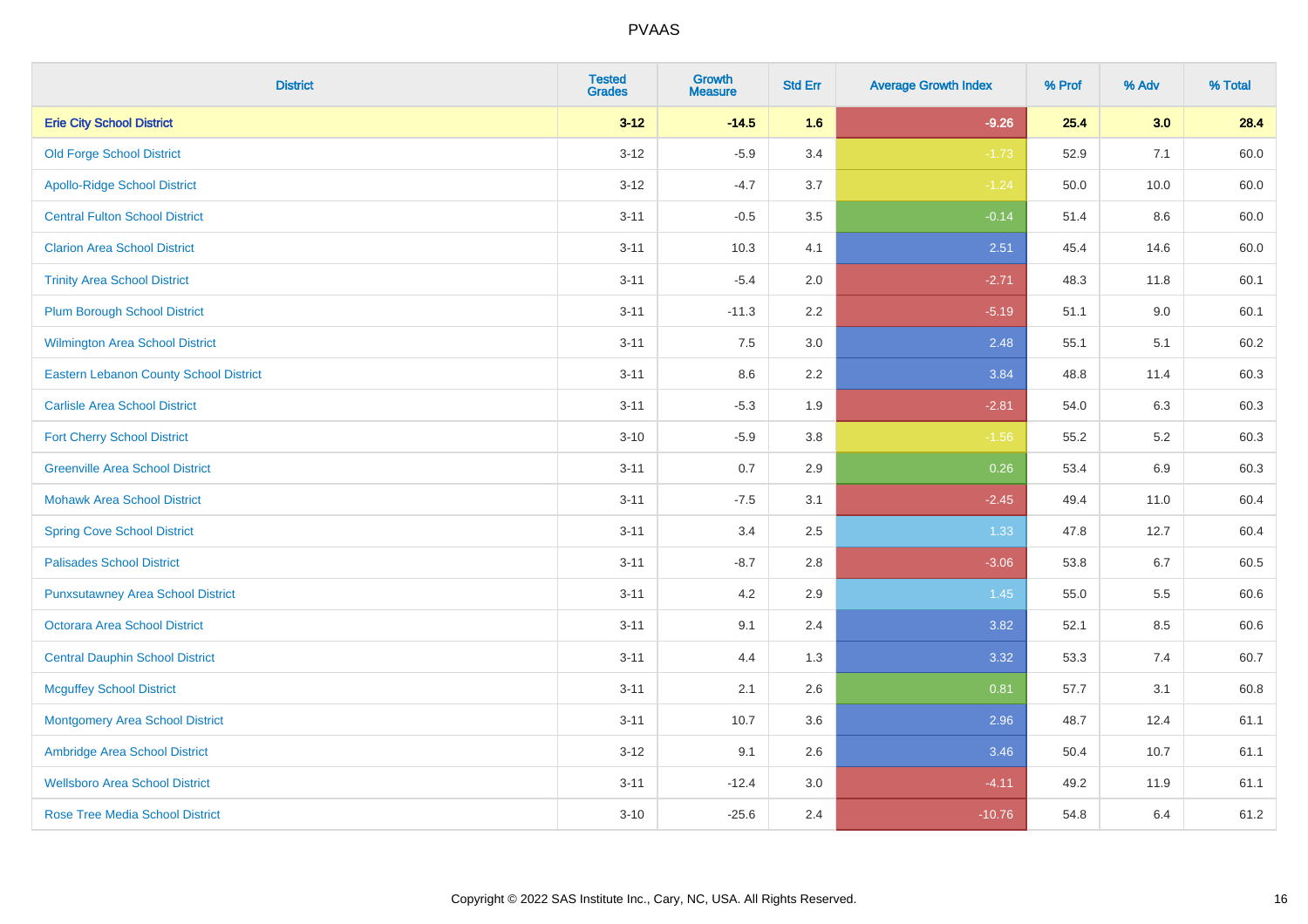# PVAAS

| District | Tested Grades | Growth Measure | Std Err | Average Growth Index | % Prof | % Adv | % Total |
|---|---|---|---|---|---|---|---|
| **Erie City School District** | **3-12** | **-14.5** | **1.6** | **-9.26** | **25.4** | **3.0** | **28.4** |
| Old Forge School District | 3-12 | -5.9 | 3.4 | -1.73 | 52.9 | 7.1 | 60.0 |
| Apollo-Ridge School District | 3-12 | -4.7 | 3.7 | -1.24 | 50.0 | 10.0 | 60.0 |
| Central Fulton School District | 3-11 | -0.5 | 3.5 | -0.14 | 51.4 | 8.6 | 60.0 |
| Clarion Area School District | 3-11 | 10.3 | 4.1 | 2.51 | 45.4 | 14.6 | 60.0 |
| Trinity Area School District | 3-11 | -5.4 | 2.0 | -2.71 | 48.3 | 11.8 | 60.1 |
| Plum Borough School District | 3-11 | -11.3 | 2.2 | -5.19 | 51.1 | 9.0 | 60.1 |
| Wilmington Area School District | 3-11 | 7.5 | 3.0 | 2.48 | 55.1 | 5.1 | 60.2 |
| Eastern Lebanon County School District | 3-11 | 8.6 | 2.2 | 3.84 | 48.8 | 11.4 | 60.3 |
| Carlisle Area School District | 3-11 | -5.3 | 1.9 | -2.81 | 54.0 | 6.3 | 60.3 |
| Fort Cherry School District | 3-10 | -5.9 | 3.8 | -1.56 | 55.2 | 5.2 | 60.3 |
| Greenville Area School District | 3-11 | 0.7 | 2.9 | 0.26 | 53.4 | 6.9 | 60.3 |
| Mohawk Area School District | 3-11 | -7.5 | 3.1 | -2.45 | 49.4 | 11.0 | 60.4 |
| Spring Cove School District | 3-11 | 3.4 | 2.5 | 1.33 | 47.8 | 12.7 | 60.4 |
| Palisades School District | 3-11 | -8.7 | 2.8 | -3.06 | 53.8 | 6.7 | 60.5 |
| Punxsutawney Area School District | 3-11 | 4.2 | 2.9 | 1.45 | 55.0 | 5.5 | 60.6 |
| Octorara Area School District | 3-11 | 9.1 | 2.4 | 3.82 | 52.1 | 8.5 | 60.6 |
| Central Dauphin School District | 3-11 | 4.4 | 1.3 | 3.32 | 53.3 | 7.4 | 60.7 |
| Mcguffey School District | 3-11 | 2.1 | 2.6 | 0.81 | 57.7 | 3.1 | 60.8 |
| Montgomery Area School District | 3-11 | 10.7 | 3.6 | 2.96 | 48.7 | 12.4 | 61.1 |
| Ambridge Area School District | 3-12 | 9.1 | 2.6 | 3.46 | 50.4 | 10.7 | 61.1 |
| Wellsboro Area School District | 3-11 | -12.4 | 3.0 | -4.11 | 49.2 | 11.9 | 61.1 |
| Rose Tree Media School District | 3-10 | -25.6 | 2.4 | -10.76 | 54.8 | 6.4 | 61.2 |

Copyright © 2022 SAS Institute Inc., Cary, NC, USA. All Rights Reserved.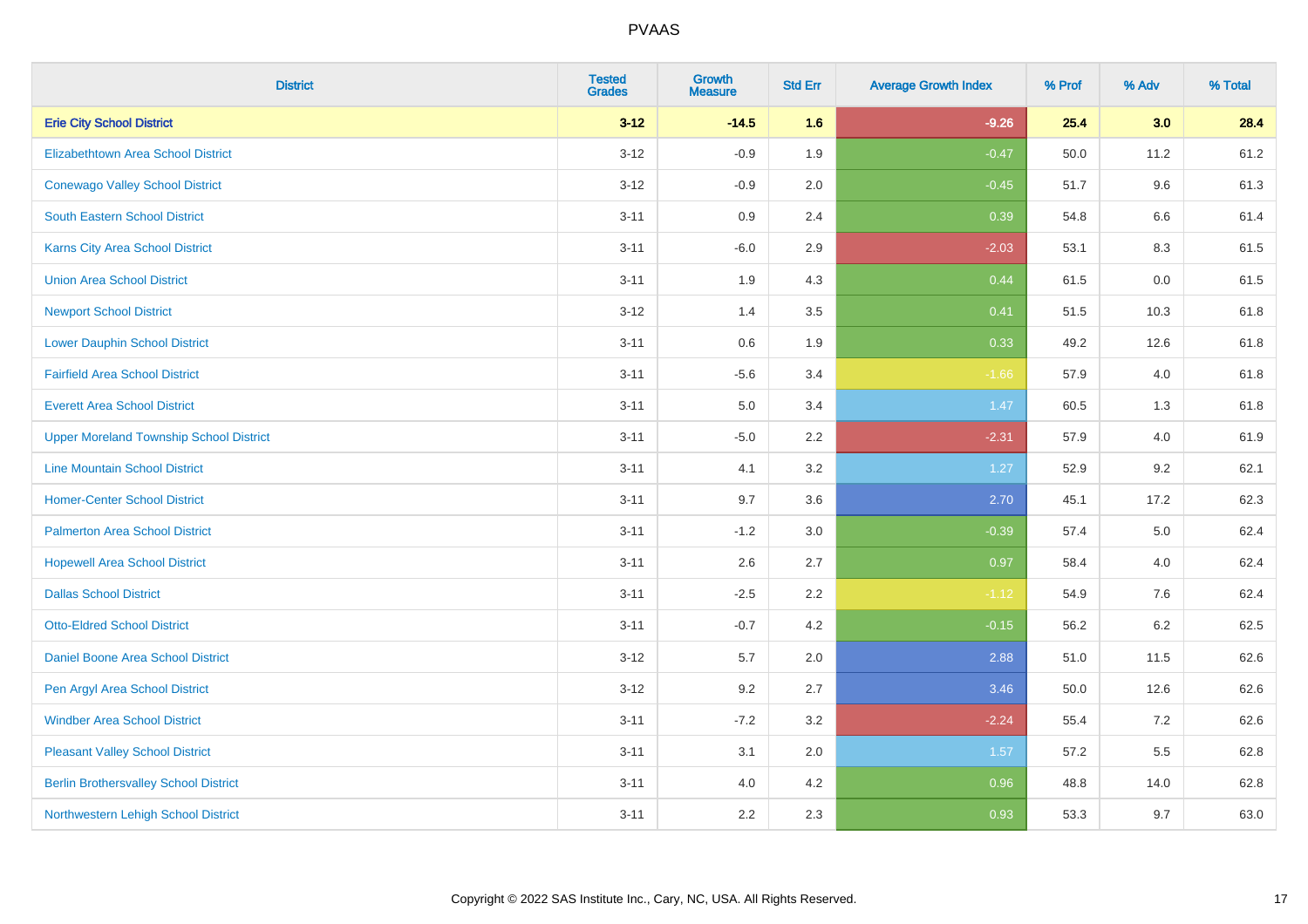| District | Tested Grades | Growth Measure | Std Err | Average Growth Index | % Prof | % Adv | % Total |
|---|---|---|---|---|---|---|---|
| **Erie City School District** | **3-12** | **-14.5** | **1.6** | **-9.26** | **25.4** | **3.0** | **28.4** |
| Elizabethtown Area School District | 3-12 | -0.9 | 1.9 | -0.47 | 50.0 | 11.2 | 61.2 |
| Conewago Valley School District | 3-12 | -0.9 | 2.0 | -0.45 | 51.7 | 9.6 | 61.3 |
| South Eastern School District | 3-11 | 0.9 | 2.4 | 0.39 | 54.8 | 6.6 | 61.4 |
| Karns City Area School District | 3-11 | -6.0 | 2.9 | -2.03 | 53.1 | 8.3 | 61.5 |
| Union Area School District | 3-11 | 1.9 | 4.3 | 0.44 | 61.5 | 0.0 | 61.5 |
| Newport School District | 3-12 | 1.4 | 3.5 | 0.41 | 51.5 | 10.3 | 61.8 |
| Lower Dauphin School District | 3-11 | 0.6 | 1.9 | 0.33 | 49.2 | 12.6 | 61.8 |
| Fairfield Area School District | 3-11 | -5.6 | 3.4 | -1.66 | 57.9 | 4.0 | 61.8 |
| Everett Area School District | 3-11 | 5.0 | 3.4 | 1.47 | 60.5 | 1.3 | 61.8 |
| Upper Moreland Township School District | 3-11 | -5.0 | 2.2 | -2.31 | 57.9 | 4.0 | 61.9 |
| Line Mountain School District | 3-11 | 4.1 | 3.2 | 1.27 | 52.9 | 9.2 | 62.1 |
| Homer-Center School District | 3-11 | 9.7 | 3.6 | 2.70 | 45.1 | 17.2 | 62.3 |
| Palmerton Area School District | 3-11 | -1.2 | 3.0 | -0.39 | 57.4 | 5.0 | 62.4 |
| Hopewell Area School District | 3-11 | 2.6 | 2.7 | 0.97 | 58.4 | 4.0 | 62.4 |
| Dallas School District | 3-11 | -2.5 | 2.2 | -1.12 | 54.9 | 7.6 | 62.4 |
| Otto-Eldred School District | 3-11 | -0.7 | 4.2 | -0.15 | 56.2 | 6.2 | 62.5 |
| Daniel Boone Area School District | 3-12 | 5.7 | 2.0 | 2.88 | 51.0 | 11.5 | 62.6 |
| Pen Argyl Area School District | 3-12 | 9.2 | 2.7 | 3.46 | 50.0 | 12.6 | 62.6 |
| Windber Area School District | 3-11 | -7.2 | 3.2 | -2.24 | 55.4 | 7.2 | 62.6 |
| Pleasant Valley School District | 3-11 | 3.1 | 2.0 | 1.57 | 57.2 | 5.5 | 62.8 |
| Berlin Brothersvalley School District | 3-11 | 4.0 | 4.2 | 0.96 | 48.8 | 14.0 | 62.8 |
| Northwestern Lehigh School District | 3-11 | 2.2 | 2.3 | 0.93 | 53.3 | 9.7 | 63.0 |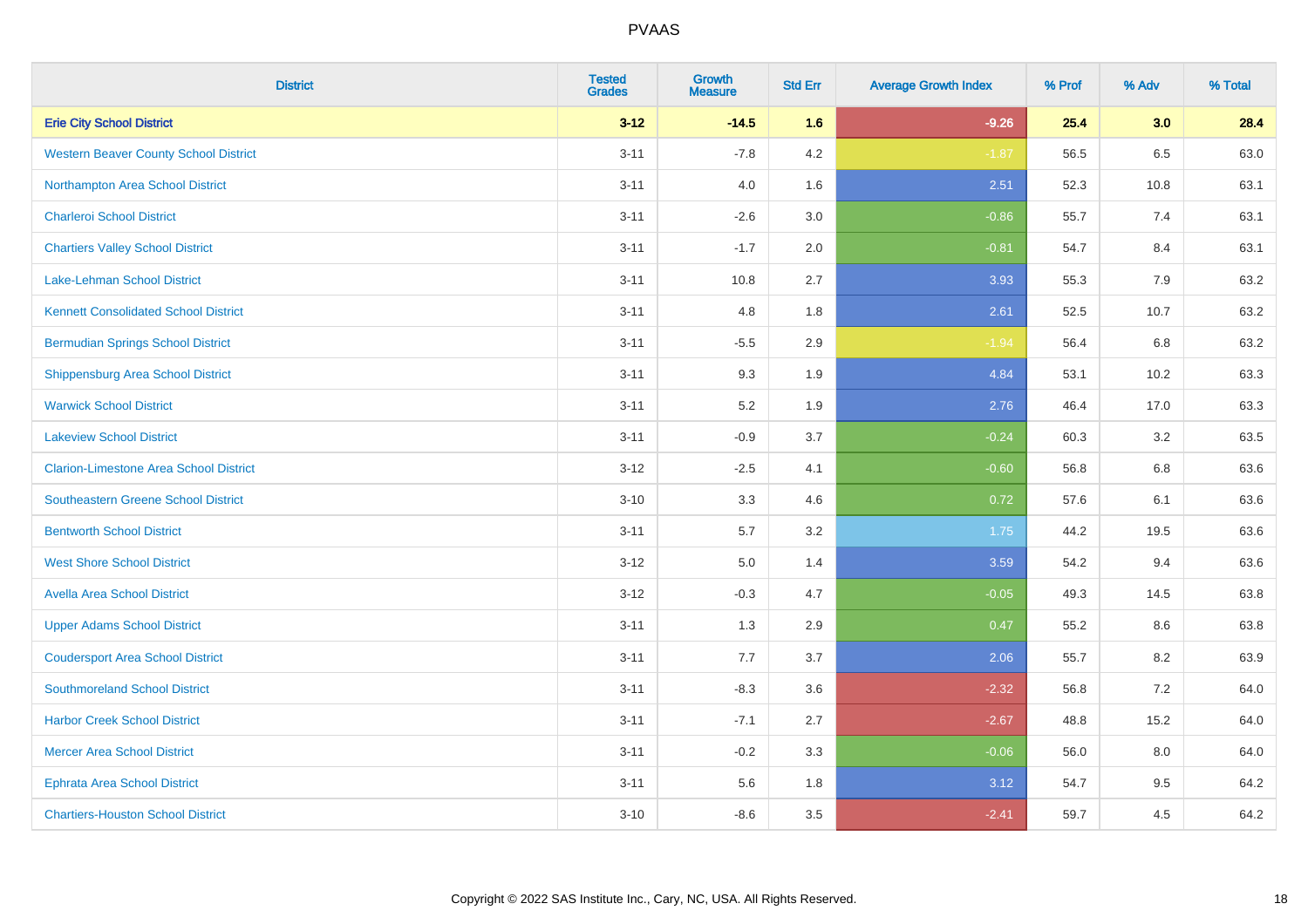| District | Tested Grades | Growth Measure | Std Err | Average Growth Index | % Prof | % Adv | % Total |
|---|---|---|---|---|---|---|---|
| **Erie City School District** | **3-12** | **-14.5** | **1.6** | **-9.26** | **25.4** | **3.0** | **28.4** |
| Western Beaver County School District | 3-11 | -7.8 | 4.2 | -1.87 | 56.5 | 6.5 | 63.0 |
| Northampton Area School District | 3-11 | 4.0 | 1.6 | 2.51 | 52.3 | 10.8 | 63.1 |
| Charleroi School District | 3-11 | -2.6 | 3.0 | -0.86 | 55.7 | 7.4 | 63.1 |
| Chartiers Valley School District | 3-11 | -1.7 | 2.0 | -0.81 | 54.7 | 8.4 | 63.1 |
| Lake-Lehman School District | 3-11 | 10.8 | 2.7 | 3.93 | 55.3 | 7.9 | 63.2 |
| Kennett Consolidated School District | 3-11 | 4.8 | 1.8 | 2.61 | 52.5 | 10.7 | 63.2 |
| Bermudian Springs School District | 3-11 | -5.5 | 2.9 | -1.94 | 56.4 | 6.8 | 63.2 |
| Shippensburg Area School District | 3-11 | 9.3 | 1.9 | 4.84 | 53.1 | 10.2 | 63.3 |
| Warwick School District | 3-11 | 5.2 | 1.9 | 2.76 | 46.4 | 17.0 | 63.3 |
| Lakeview School District | 3-11 | -0.9 | 3.7 | -0.24 | 60.3 | 3.2 | 63.5 |
| Clarion-Limestone Area School District | 3-12 | -2.5 | 4.1 | -0.60 | 56.8 | 6.8 | 63.6 |
| Southeastern Greene School District | 3-10 | 3.3 | 4.6 | 0.72 | 57.6 | 6.1 | 63.6 |
| Bentworth School District | 3-11 | 5.7 | 3.2 | 1.75 | 44.2 | 19.5 | 63.6 |
| West Shore School District | 3-12 | 5.0 | 1.4 | 3.59 | 54.2 | 9.4 | 63.6 |
| Avella Area School District | 3-12 | -0.3 | 4.7 | -0.05 | 49.3 | 14.5 | 63.8 |
| Upper Adams School District | 3-11 | 1.3 | 2.9 | 0.47 | 55.2 | 8.6 | 63.8 |
| Coudersport Area School District | 3-11 | 7.7 | 3.7 | 2.06 | 55.7 | 8.2 | 63.9 |
| Southmoreland School District | 3-11 | -8.3 | 3.6 | -2.32 | 56.8 | 7.2 | 64.0 |
| Harbor Creek School District | 3-11 | -7.1 | 2.7 | -2.67 | 48.8 | 15.2 | 64.0 |
| Mercer Area School District | 3-11 | -0.2 | 3.3 | -0.06 | 56.0 | 8.0 | 64.0 |
| Ephrata Area School District | 3-11 | 5.6 | 1.8 | 3.12 | 54.7 | 9.5 | 64.2 |
| Chartiers-Houston School District | 3-10 | -8.6 | 3.5 | -2.41 | 59.7 | 4.5 | 64.2 |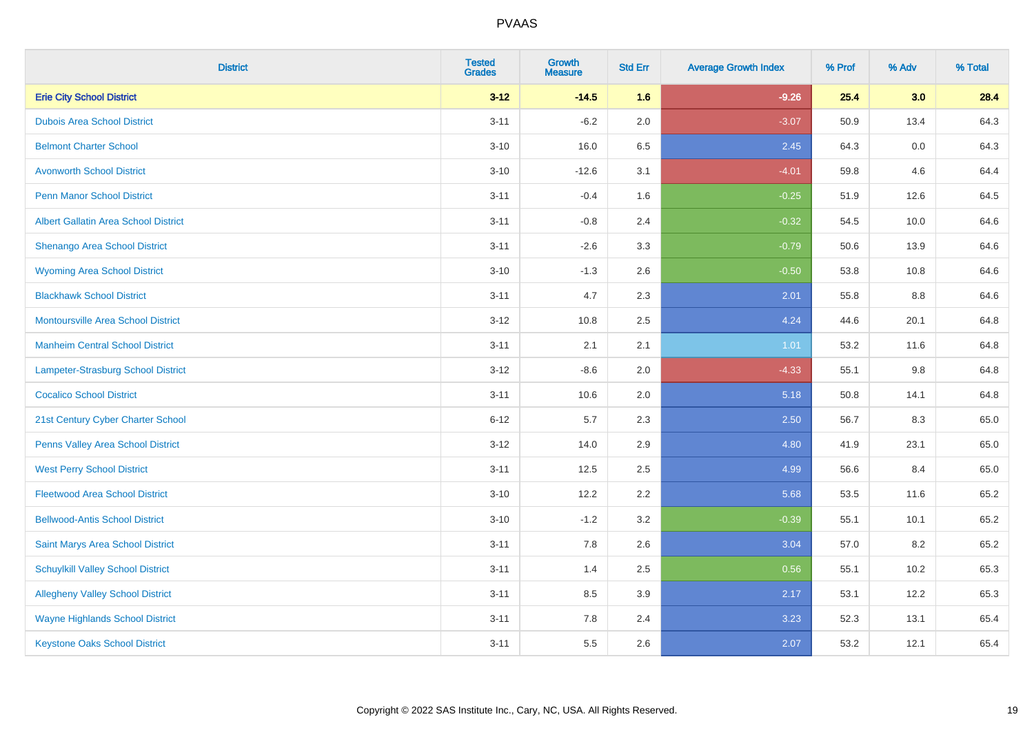| District | Tested Grades | Growth Measure | Std Err | Average Growth Index | % Prof | % Adv | % Total |
|---|---|---|---|---|---|---|---|
| **Erie City School District** | **3-12** | **-14.5** | **1.6** | **-9.26** | **25.4** | **3.0** | **28.4** |
| Dubois Area School District | 3-11 | -6.2 | 2.0 | -3.07 | 50.9 | 13.4 | 64.3 |
| Belmont Charter School | 3-10 | 16.0 | 6.5 | 2.45 | 64.3 | 0.0 | 64.3 |
| Avonworth School District | 3-10 | -12.6 | 3.1 | -4.01 | 59.8 | 4.6 | 64.4 |
| Penn Manor School District | 3-11 | -0.4 | 1.6 | -0.25 | 51.9 | 12.6 | 64.5 |
| Albert Gallatin Area School District | 3-11 | -0.8 | 2.4 | -0.32 | 54.5 | 10.0 | 64.6 |
| Shenango Area School District | 3-11 | -2.6 | 3.3 | -0.79 | 50.6 | 13.9 | 64.6 |
| Wyoming Area School District | 3-10 | -1.3 | 2.6 | -0.50 | 53.8 | 10.8 | 64.6 |
| Blackhawk School District | 3-11 | 4.7 | 2.3 | 2.01 | 55.8 | 8.8 | 64.6 |
| Montoursville Area School District | 3-12 | 10.8 | 2.5 | 4.24 | 44.6 | 20.1 | 64.8 |
| Manheim Central School District | 3-11 | 2.1 | 2.1 | 1.01 | 53.2 | 11.6 | 64.8 |
| Lampeter-Strasburg School District | 3-12 | -8.6 | 2.0 | -4.33 | 55.1 | 9.8 | 64.8 |
| Cocalico School District | 3-11 | 10.6 | 2.0 | 5.18 | 50.8 | 14.1 | 64.8 |
| 21st Century Cyber Charter School | 6-12 | 5.7 | 2.3 | 2.50 | 56.7 | 8.3 | 65.0 |
| Penns Valley Area School District | 3-12 | 14.0 | 2.9 | 4.80 | 41.9 | 23.1 | 65.0 |
| West Perry School District | 3-11 | 12.5 | 2.5 | 4.99 | 56.6 | 8.4 | 65.0 |
| Fleetwood Area School District | 3-10 | 12.2 | 2.2 | 5.68 | 53.5 | 11.6 | 65.2 |
| Bellwood-Antis School District | 3-10 | -1.2 | 3.2 | -0.39 | 55.1 | 10.1 | 65.2 |
| Saint Marys Area School District | 3-11 | 7.8 | 2.6 | 3.04 | 57.0 | 8.2 | 65.2 |
| Schuylkill Valley School District | 3-11 | 1.4 | 2.5 | 0.56 | 55.1 | 10.2 | 65.3 |
| Allegheny Valley School District | 3-11 | 8.5 | 3.9 | 2.17 | 53.1 | 12.2 | 65.3 |
| Wayne Highlands School District | 3-11 | 7.8 | 2.4 | 3.23 | 52.3 | 13.1 | 65.4 |
| Keystone Oaks School District | 3-11 | 5.5 | 2.6 | 2.07 | 53.2 | 12.1 | 65.4 |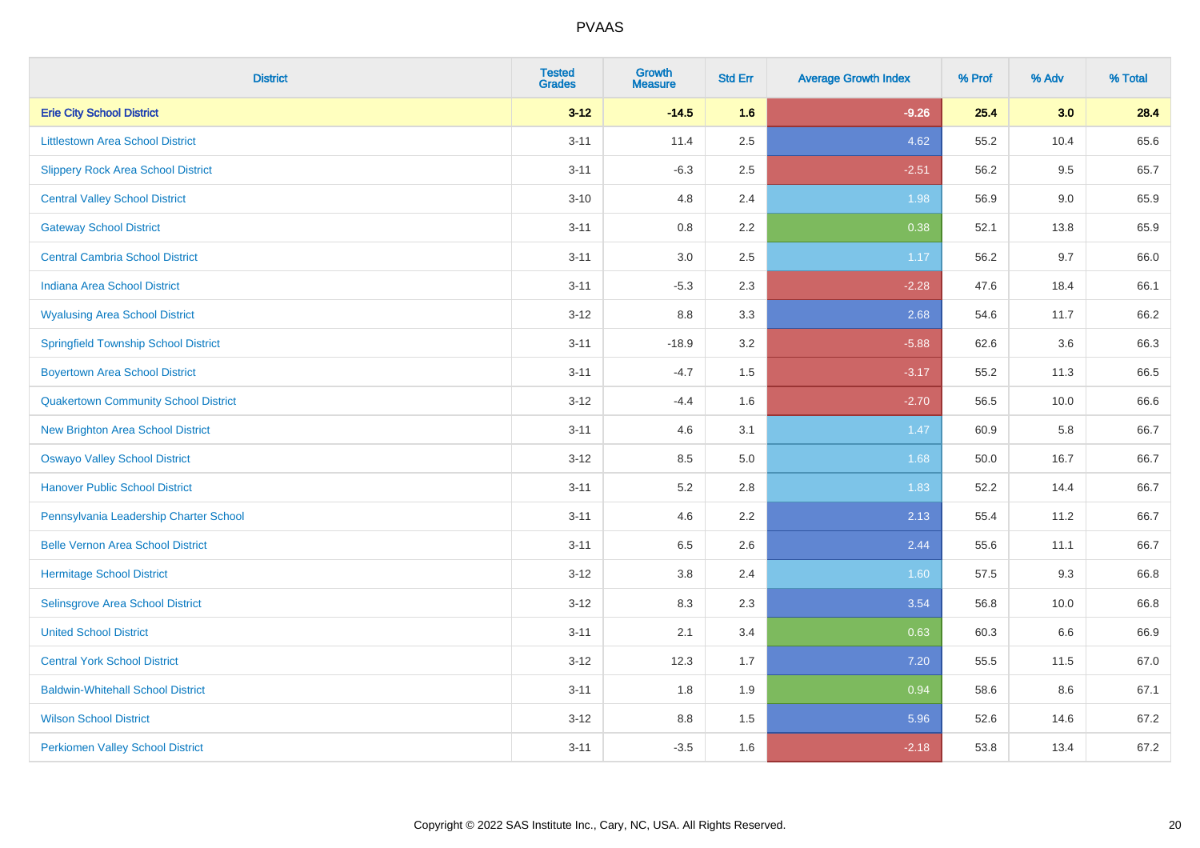# PVAAS

| District | Tested Grades | Growth Measure | Std Err | Average Growth Index | % Prof | % Adv | % Total |
|---|---|---|---|---|---|---|---|
| **Erie City School District** | **3-12** | **-14.5** | **1.6** | **-9.26** | **25.4** | **3.0** | **28.4** |
| Littlestown Area School District | 3-11 | 11.4 | 2.5 | 4.62 | 55.2 | 10.4 | 65.6 |
| Slippery Rock Area School District | 3-11 | -6.3 | 2.5 | -2.51 | 56.2 | 9.5 | 65.7 |
| Central Valley School District | 3-10 | 4.8 | 2.4 | 1.98 | 56.9 | 9.0 | 65.9 |
| Gateway School District | 3-11 | 0.8 | 2.2 | 0.38 | 52.1 | 13.8 | 65.9 |
| Central Cambria School District | 3-11 | 3.0 | 2.5 | 1.17 | 56.2 | 9.7 | 66.0 |
| Indiana Area School District | 3-11 | -5.3 | 2.3 | -2.28 | 47.6 | 18.4 | 66.1 |
| Wyalusing Area School District | 3-12 | 8.8 | 3.3 | 2.68 | 54.6 | 11.7 | 66.2 |
| Springfield Township School District | 3-11 | -18.9 | 3.2 | -5.88 | 62.6 | 3.6 | 66.3 |
| Boyertown Area School District | 3-11 | -4.7 | 1.5 | -3.17 | 55.2 | 11.3 | 66.5 |
| Quakertown Community School District | 3-12 | -4.4 | 1.6 | -2.70 | 56.5 | 10.0 | 66.6 |
| New Brighton Area School District | 3-11 | 4.6 | 3.1 | 1.47 | 60.9 | 5.8 | 66.7 |
| Oswayo Valley School District | 3-12 | 8.5 | 5.0 | 1.68 | 50.0 | 16.7 | 66.7 |
| Hanover Public School District | 3-11 | 5.2 | 2.8 | 1.83 | 52.2 | 14.4 | 66.7 |
| Pennsylvania Leadership Charter School | 3-11 | 4.6 | 2.2 | 2.13 | 55.4 | 11.2 | 66.7 |
| Belle Vernon Area School District | 3-11 | 6.5 | 2.6 | 2.44 | 55.6 | 11.1 | 66.7 |
| Hermitage School District | 3-12 | 3.8 | 2.4 | 1.60 | 57.5 | 9.3 | 66.8 |
| Selinsgrove Area School District | 3-12 | 8.3 | 2.3 | 3.54 | 56.8 | 10.0 | 66.8 |
| United School District | 3-11 | 2.1 | 3.4 | 0.63 | 60.3 | 6.6 | 66.9 |
| Central York School District | 3-12 | 12.3 | 1.7 | 7.20 | 55.5 | 11.5 | 67.0 |
| Baldwin-Whitehall School District | 3-11 | 1.8 | 1.9 | 0.94 | 58.6 | 8.6 | 67.1 |
| Wilson School District | 3-12 | 8.8 | 1.5 | 5.96 | 52.6 | 14.6 | 67.2 |
| Perkiomen Valley School District | 3-11 | -3.5 | 1.6 | -2.18 | 53.8 | 13.4 | 67.2 |

Copyright © 2022 SAS Institute Inc., Cary, NC, USA. All Rights Reserved.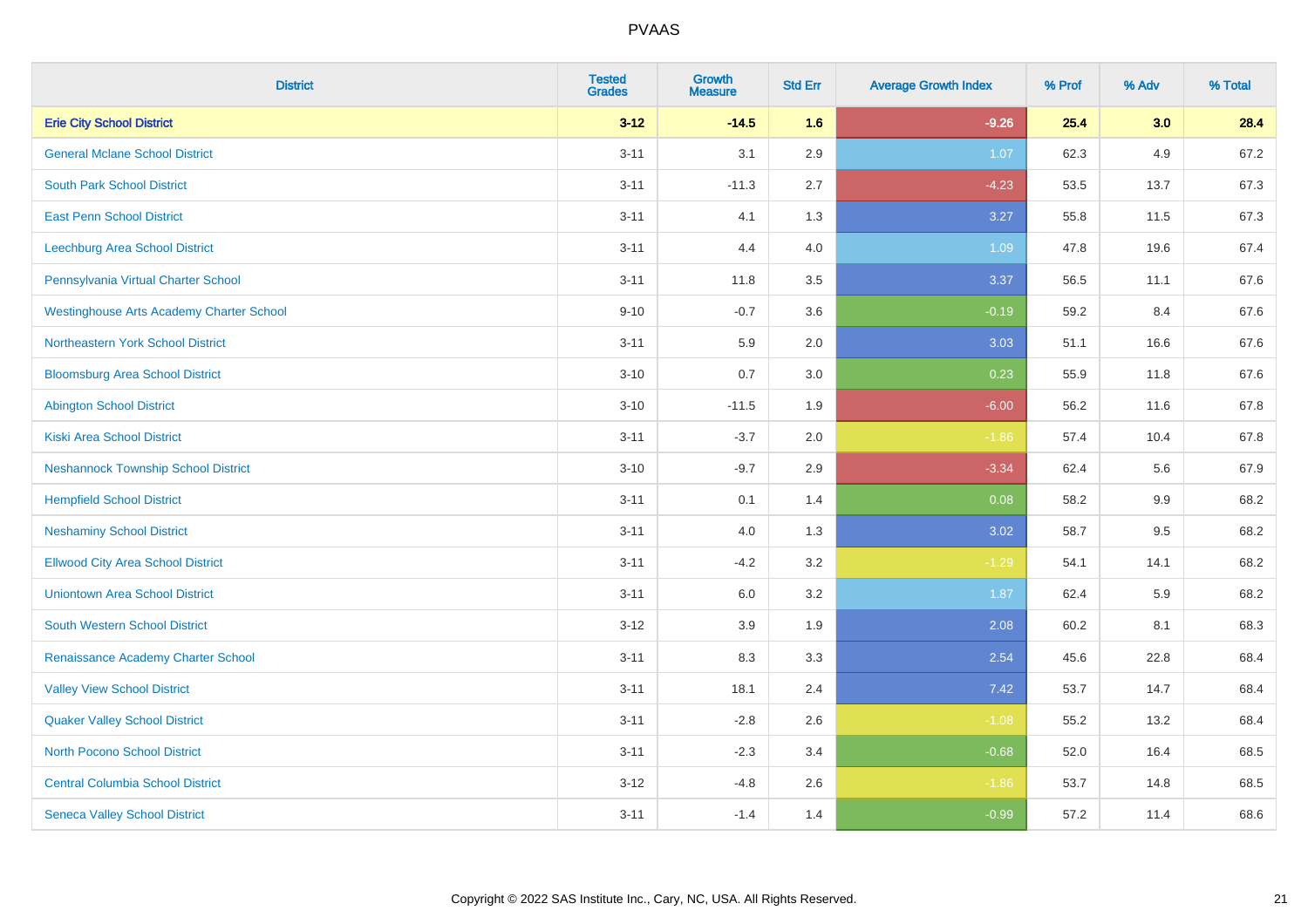| District | Tested Grades | Growth Measure | Std Err | Average Growth Index | % Prof | % Adv | % Total |
|---|---|---|---|---|---|---|---|
| **Erie City School District** | **3-12** | **-14.5** | **1.6** | **-9.26** | **25.4** | **3.0** | **28.4** |
| General Mclane School District | 3-11 | 3.1 | 2.9 | 1.07 | 62.3 | 4.9 | 67.2 |
| South Park School District | 3-11 | -11.3 | 2.7 | -4.23 | 53.5 | 13.7 | 67.3 |
| East Penn School District | 3-11 | 4.1 | 1.3 | 3.27 | 55.8 | 11.5 | 67.3 |
| Leechburg Area School District | 3-11 | 4.4 | 4.0 | 1.09 | 47.8 | 19.6 | 67.4 |
| Pennsylvania Virtual Charter School | 3-11 | 11.8 | 3.5 | 3.37 | 56.5 | 11.1 | 67.6 |
| Westinghouse Arts Academy Charter School | 9-10 | -0.7 | 3.6 | -0.19 | 59.2 | 8.4 | 67.6 |
| Northeastern York School District | 3-11 | 5.9 | 2.0 | 3.03 | 51.1 | 16.6 | 67.6 |
| Bloomsburg Area School District | 3-10 | 0.7 | 3.0 | 0.23 | 55.9 | 11.8 | 67.6 |
| Abington School District | 3-10 | -11.5 | 1.9 | -6.00 | 56.2 | 11.6 | 67.8 |
| Kiski Area School District | 3-11 | -3.7 | 2.0 | -1.86 | 57.4 | 10.4 | 67.8 |
| Neshannock Township School District | 3-10 | -9.7 | 2.9 | -3.34 | 62.4 | 5.6 | 67.9 |
| Hempfield School District | 3-11 | 0.1 | 1.4 | 0.08 | 58.2 | 9.9 | 68.2 |
| Neshaminy School District | 3-11 | 4.0 | 1.3 | 3.02 | 58.7 | 9.5 | 68.2 |
| Ellwood City Area School District | 3-11 | -4.2 | 3.2 | -1.29 | 54.1 | 14.1 | 68.2 |
| Uniontown Area School District | 3-11 | 6.0 | 3.2 | 1.87 | 62.4 | 5.9 | 68.2 |
| South Western School District | 3-12 | 3.9 | 1.9 | 2.08 | 60.2 | 8.1 | 68.3 |
| Renaissance Academy Charter School | 3-11 | 8.3 | 3.3 | 2.54 | 45.6 | 22.8 | 68.4 |
| Valley View School District | 3-11 | 18.1 | 2.4 | 7.42 | 53.7 | 14.7 | 68.4 |
| Quaker Valley School District | 3-11 | -2.8 | 2.6 | -1.08 | 55.2 | 13.2 | 68.4 |
| North Pocono School District | 3-11 | -2.3 | 3.4 | -0.68 | 52.0 | 16.4 | 68.5 |
| Central Columbia School District | 3-12 | -4.8 | 2.6 | -1.86 | 53.7 | 14.8 | 68.5 |
| Seneca Valley School District | 3-11 | -1.4 | 1.4 | -0.99 | 57.2 | 11.4 | 68.6 |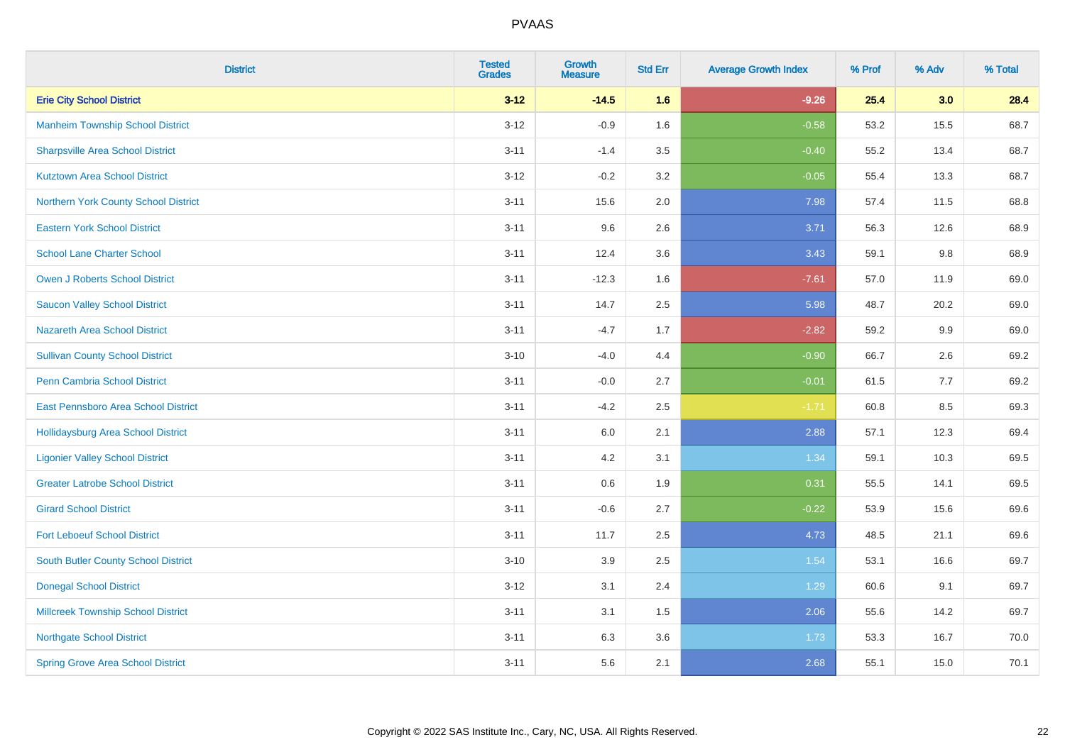# PVAAS

| District | Tested Grades | Growth Measure | Std Err | Average Growth Index | % Prof | % Adv | % Total |
|---|---|---|---|---|---|---|---|
| **Erie City School District** | **3-12** | **-14.5** | **1.6** | **-9.26** | **25.4** | **3.0** | **28.4** |
| Manheim Township School District | 3-12 | -0.9 | 1.6 | -0.58 | 53.2 | 15.5 | 68.7 |
| Sharpsville Area School District | 3-11 | -1.4 | 3.5 | -0.40 | 55.2 | 13.4 | 68.7 |
| Kutztown Area School District | 3-12 | -0.2 | 3.2 | -0.05 | 55.4 | 13.3 | 68.7 |
| Northern York County School District | 3-11 | 15.6 | 2.0 | 7.98 | 57.4 | 11.5 | 68.8 |
| Eastern York School District | 3-11 | 9.6 | 2.6 | 3.71 | 56.3 | 12.6 | 68.9 |
| School Lane Charter School | 3-11 | 12.4 | 3.6 | 3.43 | 59.1 | 9.8 | 68.9 |
| Owen J Roberts School District | 3-11 | -12.3 | 1.6 | -7.61 | 57.0 | 11.9 | 69.0 |
| Saucon Valley School District | 3-11 | 14.7 | 2.5 | 5.98 | 48.7 | 20.2 | 69.0 |
| Nazareth Area School District | 3-11 | -4.7 | 1.7 | -2.82 | 59.2 | 9.9 | 69.0 |
| Sullivan County School District | 3-10 | -4.0 | 4.4 | -0.90 | 66.7 | 2.6 | 69.2 |
| Penn Cambria School District | 3-11 | -0.0 | 2.7 | -0.01 | 61.5 | 7.7 | 69.2 |
| East Pennsboro Area School District | 3-11 | -4.2 | 2.5 | -1.71 | 60.8 | 8.5 | 69.3 |
| Hollidaysburg Area School District | 3-11 | 6.0 | 2.1 | 2.88 | 57.1 | 12.3 | 69.4 |
| Ligonier Valley School District | 3-11 | 4.2 | 3.1 | 1.34 | 59.1 | 10.3 | 69.5 |
| Greater Latrobe School District | 3-11 | 0.6 | 1.9 | 0.31 | 55.5 | 14.1 | 69.5 |
| Girard School District | 3-11 | -0.6 | 2.7 | -0.22 | 53.9 | 15.6 | 69.6 |
| Fort Leboeuf School District | 3-11 | 11.7 | 2.5 | 4.73 | 48.5 | 21.1 | 69.6 |
| South Butler County School District | 3-10 | 3.9 | 2.5 | 1.54 | 53.1 | 16.6 | 69.7 |
| Donegal School District | 3-12 | 3.1 | 2.4 | 1.29 | 60.6 | 9.1 | 69.7 |
| Millcreek Township School District | 3-11 | 3.1 | 1.5 | 2.06 | 55.6 | 14.2 | 69.7 |
| Northgate School District | 3-11 | 6.3 | 3.6 | 1.73 | 53.3 | 16.7 | 70.0 |
| Spring Grove Area School District | 3-11 | 5.6 | 2.1 | 2.68 | 55.1 | 15.0 | 70.1 |

Copyright © 2022 SAS Institute Inc., Cary, NC, USA. All Rights Reserved.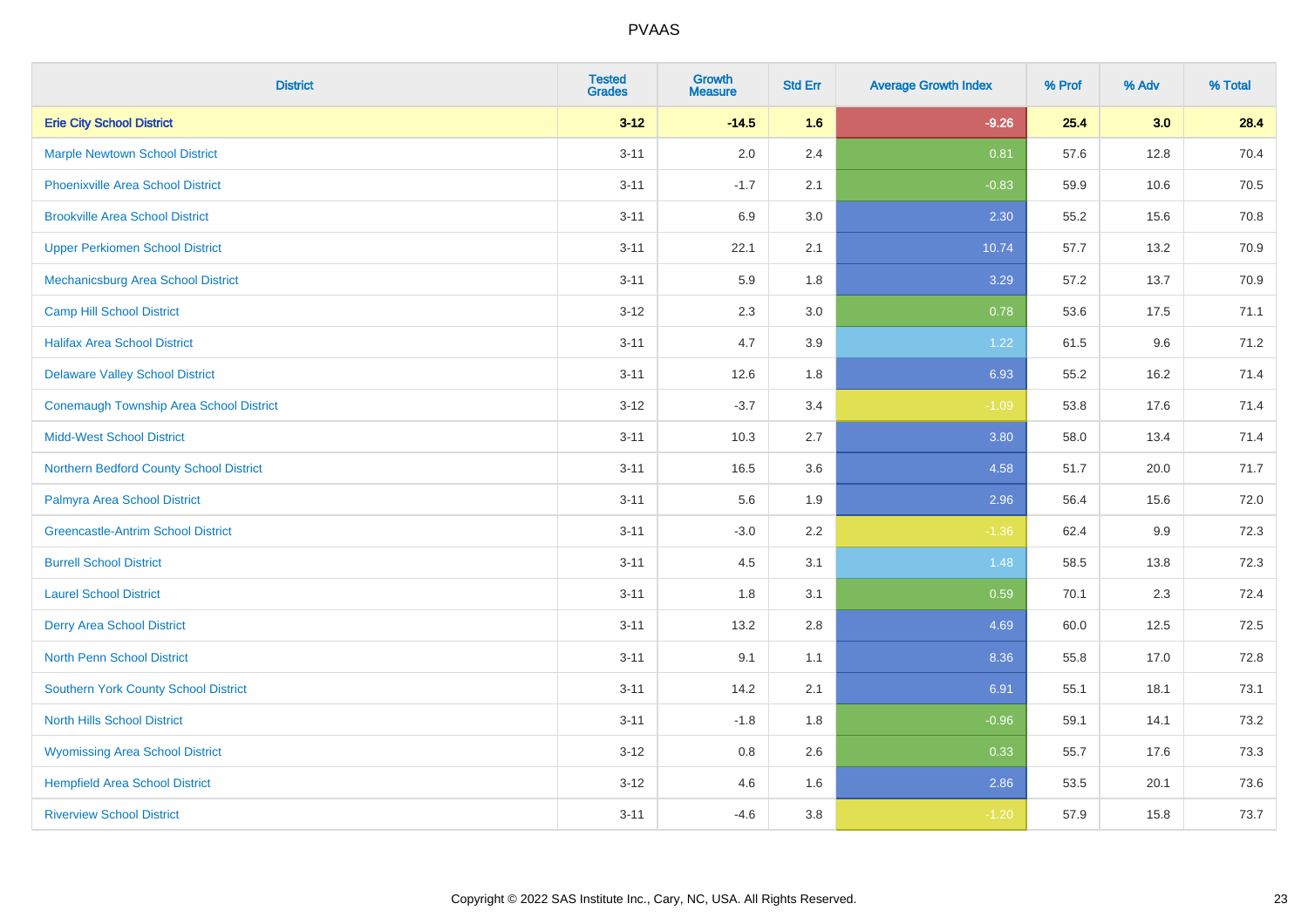# PVAAS

| District | Tested Grades | Growth Measure | Std Err | Average Growth Index | % Prof | % Adv | % Total |
|---|---|---|---|---|---|---|---|
| **Erie City School District** | **3-12** | **-14.5** | **1.6** | **-9.26** | **25.4** | **3.0** | **28.4** |
| Marple Newtown School District | 3-11 | 2.0 | 2.4 | 0.81 | 57.6 | 12.8 | 70.4 |
| Phoenixville Area School District | 3-11 | -1.7 | 2.1 | -0.83 | 59.9 | 10.6 | 70.5 |
| Brookville Area School District | 3-11 | 6.9 | 3.0 | 2.30 | 55.2 | 15.6 | 70.8 |
| Upper Perkiomen School District | 3-11 | 22.1 | 2.1 | 10.74 | 57.7 | 13.2 | 70.9 |
| Mechanicsburg Area School District | 3-11 | 5.9 | 1.8 | 3.29 | 57.2 | 13.7 | 70.9 |
| Camp Hill School District | 3-12 | 2.3 | 3.0 | 0.78 | 53.6 | 17.5 | 71.1 |
| Halifax Area School District | 3-11 | 4.7 | 3.9 | 1.22 | 61.5 | 9.6 | 71.2 |
| Delaware Valley School District | 3-11 | 12.6 | 1.8 | 6.93 | 55.2 | 16.2 | 71.4 |
| Conemaugh Township Area School District | 3-12 | -3.7 | 3.4 | -1.09 | 53.8 | 17.6 | 71.4 |
| Midd-West School District | 3-11 | 10.3 | 2.7 | 3.80 | 58.0 | 13.4 | 71.4 |
| Northern Bedford County School District | 3-11 | 16.5 | 3.6 | 4.58 | 51.7 | 20.0 | 71.7 |
| Palmyra Area School District | 3-11 | 5.6 | 1.9 | 2.96 | 56.4 | 15.6 | 72.0 |
| Greencastle-Antrim School District | 3-11 | -3.0 | 2.2 | -1.36 | 62.4 | 9.9 | 72.3 |
| Burrell School District | 3-11 | 4.5 | 3.1 | 1.48 | 58.5 | 13.8 | 72.3 |
| Laurel School District | 3-11 | 1.8 | 3.1 | 0.59 | 70.1 | 2.3 | 72.4 |
| Derry Area School District | 3-11 | 13.2 | 2.8 | 4.69 | 60.0 | 12.5 | 72.5 |
| North Penn School District | 3-11 | 9.1 | 1.1 | 8.36 | 55.8 | 17.0 | 72.8 |
| Southern York County School District | 3-11 | 14.2 | 2.1 | 6.91 | 55.1 | 18.1 | 73.1 |
| North Hills School District | 3-11 | -1.8 | 1.8 | -0.96 | 59.1 | 14.1 | 73.2 |
| Wyomissing Area School District | 3-12 | 0.8 | 2.6 | 0.33 | 55.7 | 17.6 | 73.3 |
| Hempfield Area School District | 3-12 | 4.6 | 1.6 | 2.86 | 53.5 | 20.1 | 73.6 |
| Riverview School District | 3-11 | -4.6 | 3.8 | -1.20 | 57.9 | 15.8 | 73.7 |

Copyright © 2022 SAS Institute Inc., Cary, NC, USA. All Rights Reserved.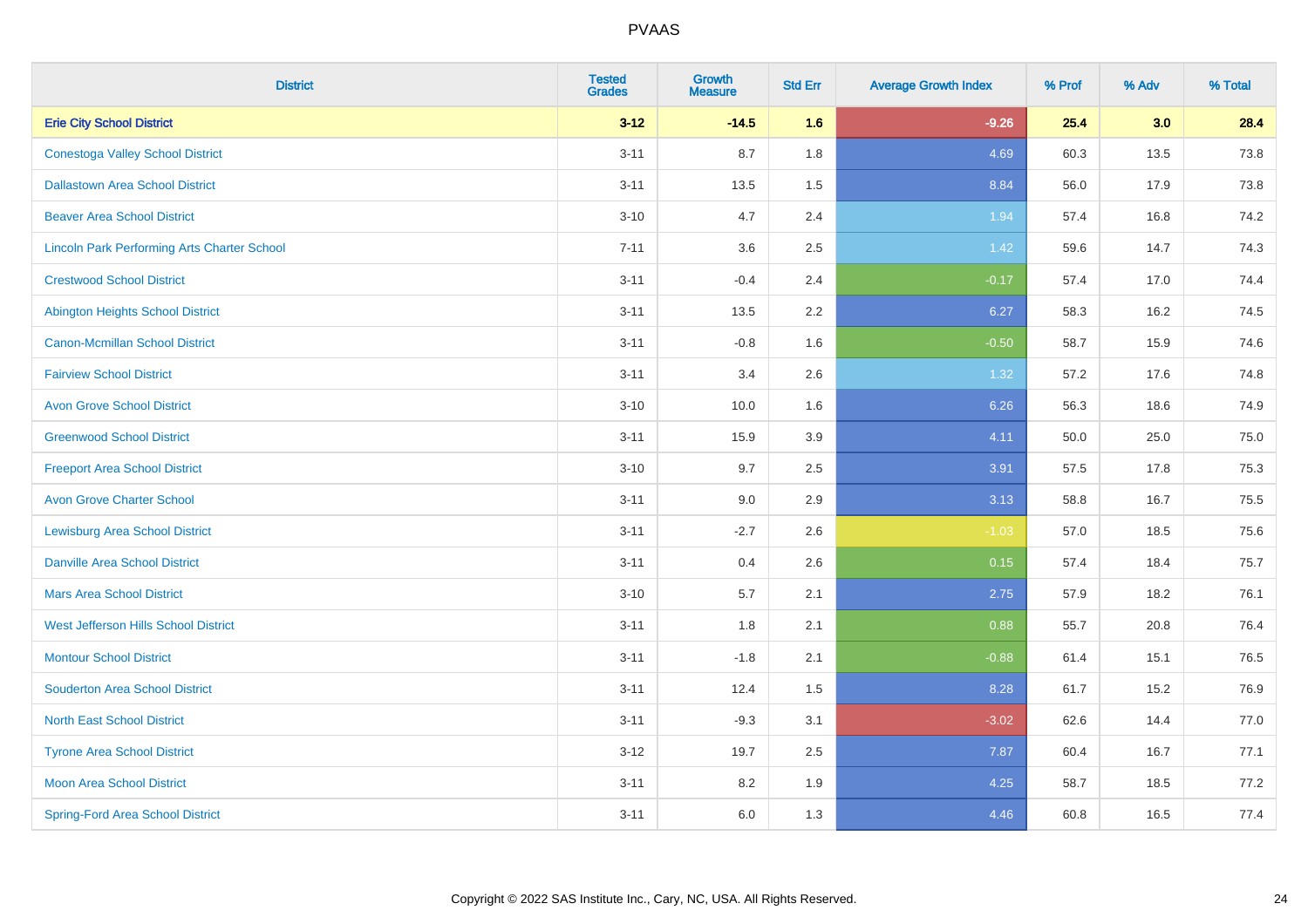PVAAS

| District | Tested Grades | Growth Measure | Std Err | Average Growth Index | % Prof | % Adv | % Total |
|---|---|---|---|---|---|---|---|
| **Erie City School District** | **3-12** | **-14.5** | **1.6** | **-9.26** | **25.4** | **3.0** | **28.4** |
| Conestoga Valley School District | 3-11 | 8.7 | 1.8 | 4.69 | 60.3 | 13.5 | 73.8 |
| Dallastown Area School District | 3-11 | 13.5 | 1.5 | 8.84 | 56.0 | 17.9 | 73.8 |
| Beaver Area School District | 3-10 | 4.7 | 2.4 | 1.94 | 57.4 | 16.8 | 74.2 |
| Lincoln Park Performing Arts Charter School | 7-11 | 3.6 | 2.5 | 1.42 | 59.6 | 14.7 | 74.3 |
| Crestwood School District | 3-11 | -0.4 | 2.4 | -0.17 | 57.4 | 17.0 | 74.4 |
| Abington Heights School District | 3-11 | 13.5 | 2.2 | 6.27 | 58.3 | 16.2 | 74.5 |
| Canon-Mcmillan School District | 3-11 | -0.8 | 1.6 | -0.50 | 58.7 | 15.9 | 74.6 |
| Fairview School District | 3-11 | 3.4 | 2.6 | 1.32 | 57.2 | 17.6 | 74.8 |
| Avon Grove School District | 3-10 | 10.0 | 1.6 | 6.26 | 56.3 | 18.6 | 74.9 |
| Greenwood School District | 3-11 | 15.9 | 3.9 | 4.11 | 50.0 | 25.0 | 75.0 |
| Freeport Area School District | 3-10 | 9.7 | 2.5 | 3.91 | 57.5 | 17.8 | 75.3 |
| Avon Grove Charter School | 3-11 | 9.0 | 2.9 | 3.13 | 58.8 | 16.7 | 75.5 |
| Lewisburg Area School District | 3-11 | -2.7 | 2.6 | -1.03 | 57.0 | 18.5 | 75.6 |
| Danville Area School District | 3-11 | 0.4 | 2.6 | 0.15 | 57.4 | 18.4 | 75.7 |
| Mars Area School District | 3-10 | 5.7 | 2.1 | 2.75 | 57.9 | 18.2 | 76.1 |
| West Jefferson Hills School District | 3-11 | 1.8 | 2.1 | 0.88 | 55.7 | 20.8 | 76.4 |
| Montour School District | 3-11 | -1.8 | 2.1 | -0.88 | 61.4 | 15.1 | 76.5 |
| Souderton Area School District | 3-11 | 12.4 | 1.5 | 8.28 | 61.7 | 15.2 | 76.9 |
| North East School District | 3-11 | -9.3 | 3.1 | -3.02 | 62.6 | 14.4 | 77.0 |
| Tyrone Area School District | 3-12 | 19.7 | 2.5 | 7.87 | 60.4 | 16.7 | 77.1 |
| Moon Area School District | 3-11 | 8.2 | 1.9 | 4.25 | 58.7 | 18.5 | 77.2 |
| Spring-Ford Area School District | 3-11 | 6.0 | 1.3 | 4.46 | 60.8 | 16.5 | 77.4 |

Copyright © 2022 SAS Institute Inc., Cary, NC, USA. All Rights Reserved.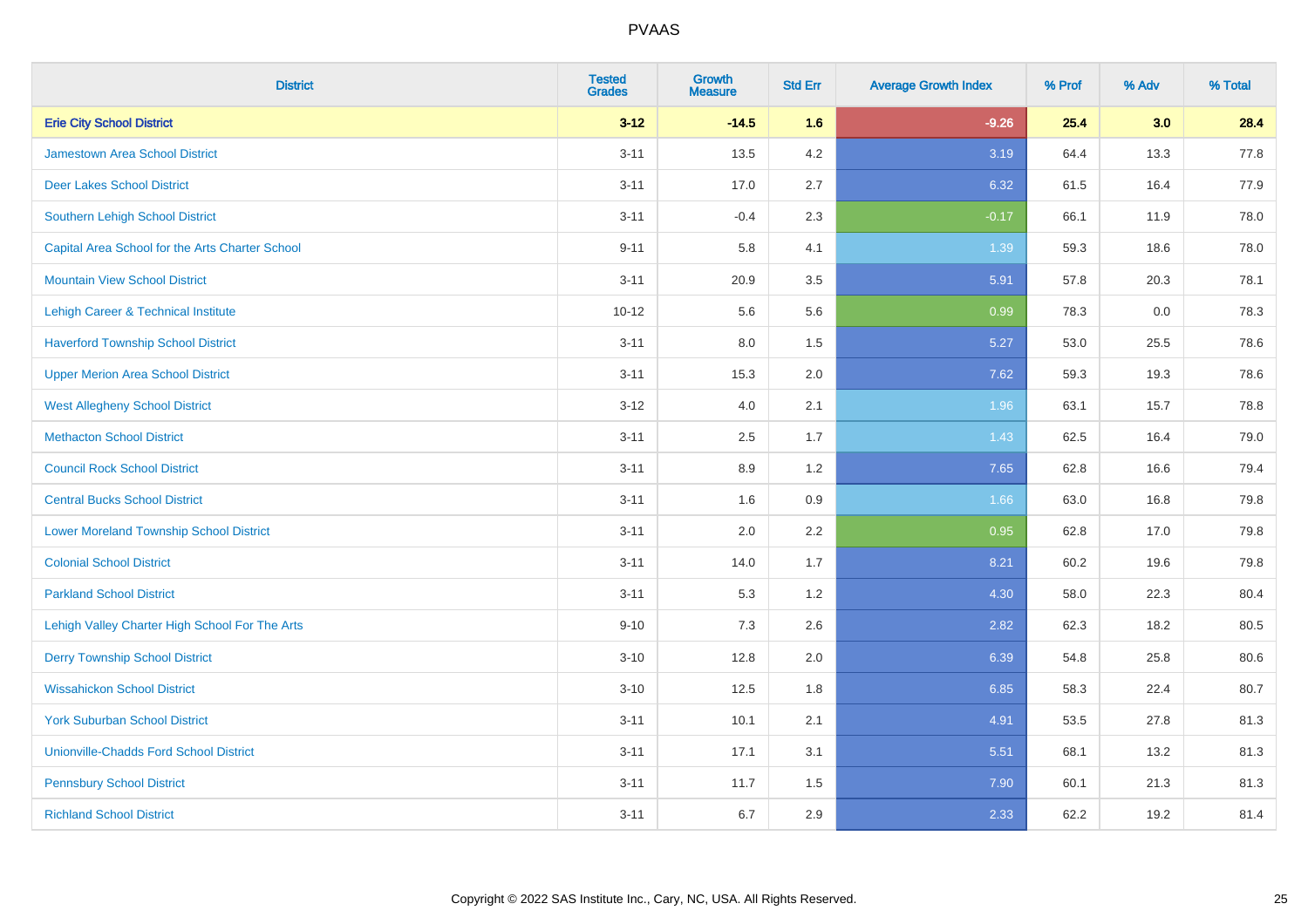# PVAAS

| District | Tested Grades | Growth Measure | Std Err | Average Growth Index | % Prof | % Adv | % Total |
|---|---|---|---|---|---|---|---|
| **Erie City School District** | **3-12** | **-14.5** | **1.6** | **-9.26** | **25.4** | **3.0** | **28.4** |
| Jamestown Area School District | 3-11 | 13.5 | 4.2 | 3.19 | 64.4 | 13.3 | 77.8 |
| Deer Lakes School District | 3-11 | 17.0 | 2.7 | 6.32 | 61.5 | 16.4 | 77.9 |
| Southern Lehigh School District | 3-11 | -0.4 | 2.3 | -0.17 | 66.1 | 11.9 | 78.0 |
| Capital Area School for the Arts Charter School | 9-11 | 5.8 | 4.1 | 1.39 | 59.3 | 18.6 | 78.0 |
| Mountain View School District | 3-11 | 20.9 | 3.5 | 5.91 | 57.8 | 20.3 | 78.1 |
| Lehigh Career & Technical Institute | 10-12 | 5.6 | 5.6 | 0.99 | 78.3 | 0.0 | 78.3 |
| Haverford Township School District | 3-11 | 8.0 | 1.5 | 5.27 | 53.0 | 25.5 | 78.6 |
| Upper Merion Area School District | 3-11 | 15.3 | 2.0 | 7.62 | 59.3 | 19.3 | 78.6 |
| West Allegheny School District | 3-12 | 4.0 | 2.1 | 1.96 | 63.1 | 15.7 | 78.8 |
| Methacton School District | 3-11 | 2.5 | 1.7 | 1.43 | 62.5 | 16.4 | 79.0 |
| Council Rock School District | 3-11 | 8.9 | 1.2 | 7.65 | 62.8 | 16.6 | 79.4 |
| Central Bucks School District | 3-11 | 1.6 | 0.9 | 1.66 | 63.0 | 16.8 | 79.8 |
| Lower Moreland Township School District | 3-11 | 2.0 | 2.2 | 0.95 | 62.8 | 17.0 | 79.8 |
| Colonial School District | 3-11 | 14.0 | 1.7 | 8.21 | 60.2 | 19.6 | 79.8 |
| Parkland School District | 3-11 | 5.3 | 1.2 | 4.30 | 58.0 | 22.3 | 80.4 |
| Lehigh Valley Charter High School For The Arts | 9-10 | 7.3 | 2.6 | 2.82 | 62.3 | 18.2 | 80.5 |
| Derry Township School District | 3-10 | 12.8 | 2.0 | 6.39 | 54.8 | 25.8 | 80.6 |
| Wissahickon School District | 3-10 | 12.5 | 1.8 | 6.85 | 58.3 | 22.4 | 80.7 |
| York Suburban School District | 3-11 | 10.1 | 2.1 | 4.91 | 53.5 | 27.8 | 81.3 |
| Unionville-Chadds Ford School District | 3-11 | 17.1 | 3.1 | 5.51 | 68.1 | 13.2 | 81.3 |
| Pennsbury School District | 3-11 | 11.7 | 1.5 | 7.90 | 60.1 | 21.3 | 81.3 |
| Richland School District | 3-11 | 6.7 | 2.9 | 2.33 | 62.2 | 19.2 | 81.4 |

Copyright © 2022 SAS Institute Inc., Cary, NC, USA. All Rights Reserved.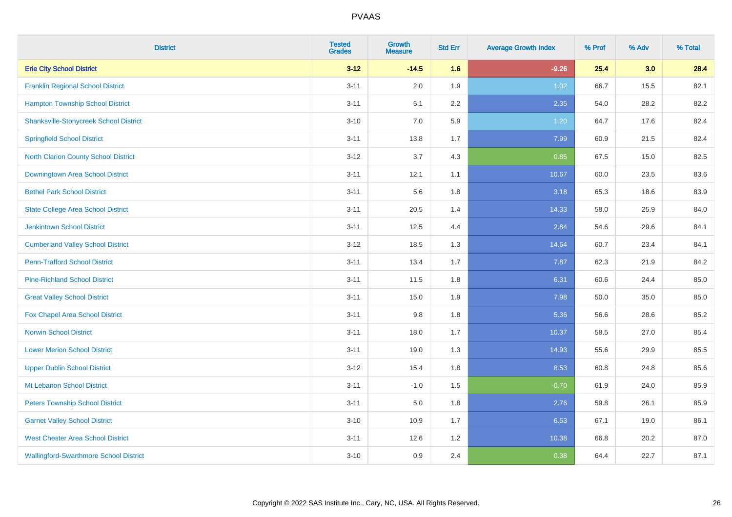| District | Tested Grades | Growth Measure | Std Err | Average Growth Index | % Prof | % Adv | % Total |
|---|---|---|---|---|---|---|---|
| **Erie City School District** | **3-12** | **-14.5** | **1.6** | **-9.26** | **25.4** | **3.0** | **28.4** |
| Franklin Regional School District | 3-11 | 2.0 | 1.9 | 1.02 | 66.7 | 15.5 | 82.1 |
| Hampton Township School District | 3-11 | 5.1 | 2.2 | 2.35 | 54.0 | 28.2 | 82.2 |
| Shanksville-Stonycreek School District | 3-10 | 7.0 | 5.9 | 1.20 | 64.7 | 17.6 | 82.4 |
| Springfield School District | 3-11 | 13.8 | 1.7 | 7.99 | 60.9 | 21.5 | 82.4 |
| North Clarion County School District | 3-12 | 3.7 | 4.3 | 0.85 | 67.5 | 15.0 | 82.5 |
| Downingtown Area School District | 3-11 | 12.1 | 1.1 | 10.67 | 60.0 | 23.5 | 83.6 |
| Bethel Park School District | 3-11 | 5.6 | 1.8 | 3.18 | 65.3 | 18.6 | 83.9 |
| State College Area School District | 3-11 | 20.5 | 1.4 | 14.33 | 58.0 | 25.9 | 84.0 |
| Jenkintown School District | 3-11 | 12.5 | 4.4 | 2.84 | 54.6 | 29.6 | 84.1 |
| Cumberland Valley School District | 3-12 | 18.5 | 1.3 | 14.64 | 60.7 | 23.4 | 84.1 |
| Penn-Trafford School District | 3-11 | 13.4 | 1.7 | 7.87 | 62.3 | 21.9 | 84.2 |
| Pine-Richland School District | 3-11 | 11.5 | 1.8 | 6.31 | 60.6 | 24.4 | 85.0 |
| Great Valley School District | 3-11 | 15.0 | 1.9 | 7.98 | 50.0 | 35.0 | 85.0 |
| Fox Chapel Area School District | 3-11 | 9.8 | 1.8 | 5.36 | 56.6 | 28.6 | 85.2 |
| Norwin School District | 3-11 | 18.0 | 1.7 | 10.37 | 58.5 | 27.0 | 85.4 |
| Lower Merion School District | 3-11 | 19.0 | 1.3 | 14.93 | 55.6 | 29.9 | 85.5 |
| Upper Dublin School District | 3-12 | 15.4 | 1.8 | 8.53 | 60.8 | 24.8 | 85.6 |
| Mt Lebanon School District | 3-11 | -1.0 | 1.5 | -0.70 | 61.9 | 24.0 | 85.9 |
| Peters Township School District | 3-11 | 5.0 | 1.8 | 2.76 | 59.8 | 26.1 | 85.9 |
| Garnet Valley School District | 3-10 | 10.9 | 1.7 | 6.53 | 67.1 | 19.0 | 86.1 |
| West Chester Area School District | 3-11 | 12.6 | 1.2 | 10.38 | 66.8 | 20.2 | 87.0 |
| Wallingford-Swarthmore School District | 3-10 | 0.9 | 2.4 | 0.38 | 64.4 | 22.7 | 87.1 |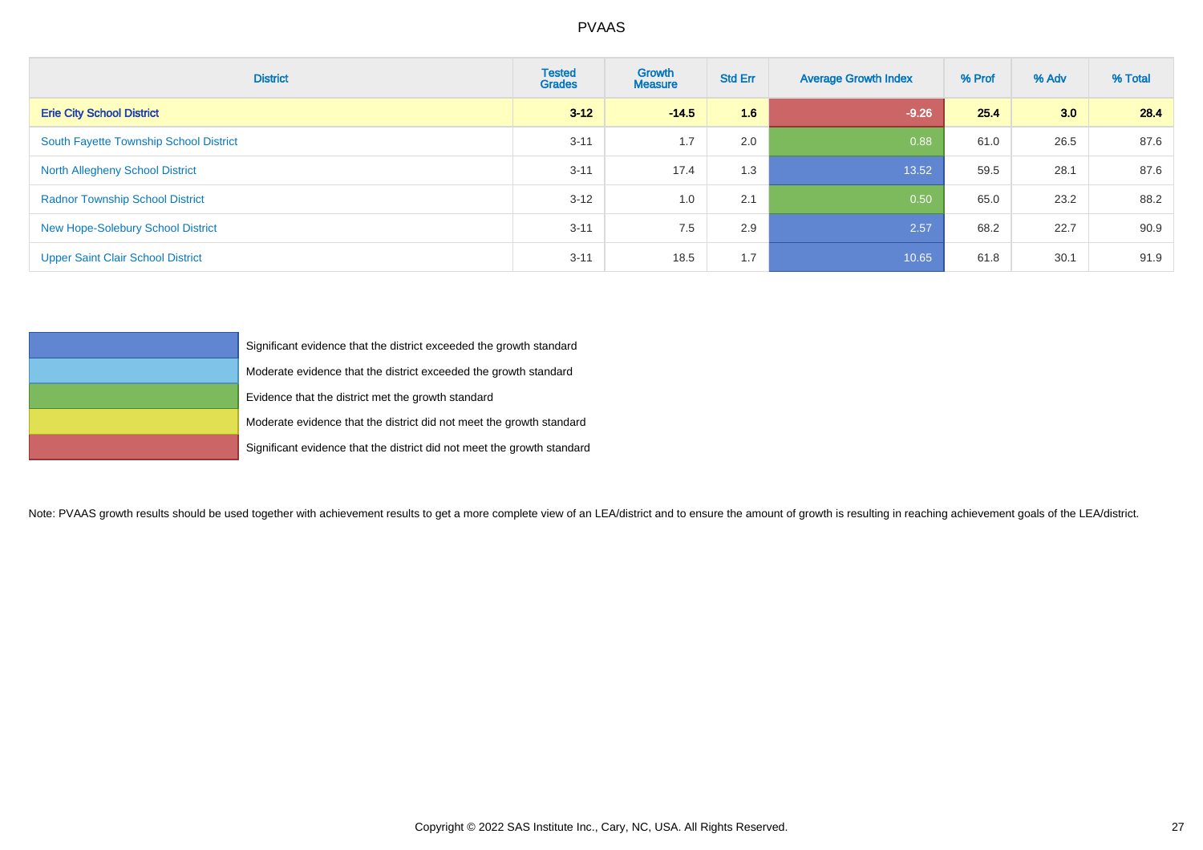# PVAAS

| District | Tested Grades | Growth Measure | Std Err | Average Growth Index | % Prof | % Adv | % Total |
|---|---|---|---|---|---|---|---|
| **Erie City School District** | **3-12** | **-14.5** | **1.6** | **-9.26** | **25.4** | **3.0** | **28.4** |
| South Fayette Township School District | 3-11 | 1.7 | 2.0 | 0.88 | 61.0 | 26.5 | 87.6 |
| North Allegheny School District | 3-11 | 17.4 | 1.3 | 13.52 | 59.5 | 28.1 | 87.6 |
| Radnor Township School District | 3-12 | 1.0 | 2.1 | 0.50 | 65.0 | 23.2 | 88.2 |
| New Hope-Solebury School District | 3-11 | 7.5 | 2.9 | 2.57 | 68.2 | 22.7 | 90.9 |
| Upper Saint Clair School District | 3-11 | 18.5 | 1.7 | 10.65 | 61.8 | 30.1 | 91.9 |

- Significant evidence that the district exceeded the growth standard
- Moderate evidence that the district exceeded the growth standard
- Evidence that the district met the growth standard
- Moderate evidence that the district did not meet the growth standard
- Significant evidence that the district did not meet the growth standard

Note: PVAAS growth results should be used together with achievement results to get a more complete view of an LEA/district and to ensure the amount of growth is resulting in reaching achievement goals of the LEA/district.

Copyright © 2022 SAS Institute Inc., Cary, NC, USA. All Rights Reserved.